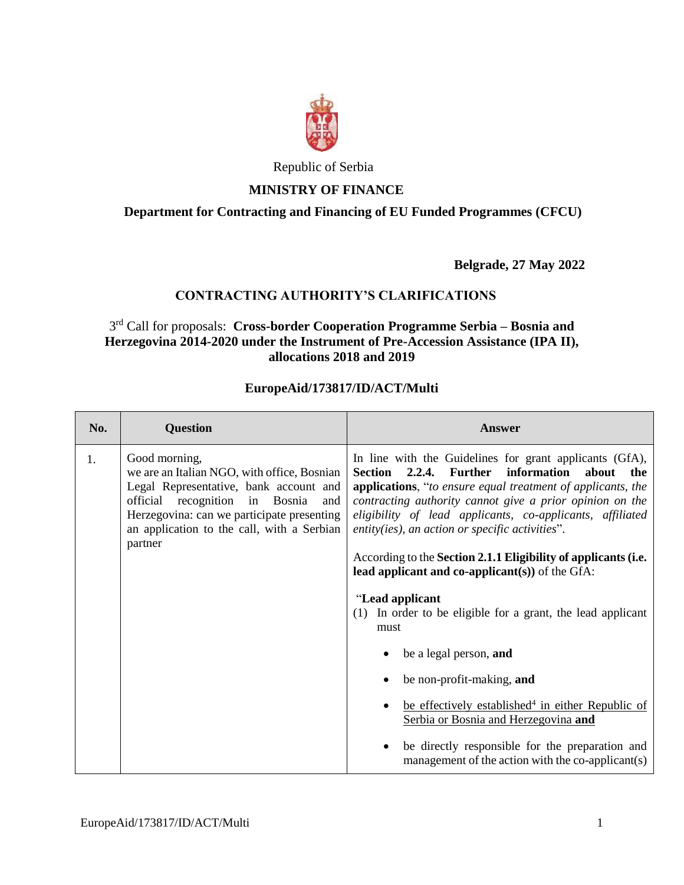Republic of Serbia

**MINISTRY OF FINANCE**

**Department for Contracting and Financing of EU Funded Programmes (CFCU)**

**Belgrade, 27 May 2022**

## CONTRACTING AUTHORITY'S CLARIFICATIONS

3rd Call for proposals: **Cross-border Cooperation Programme Serbia – Bosnia and Herzegovina 2014-2020 under the Instrument of Pre-Accession Assistance (IPA II), allocations 2018 and 2019**

**EuropeAid/173817/ID/ACT/Multi**

| No. | Question | Answer |
|---|---|---|
| 1. | Good morning,<br>we are an Italian NGO, with office, Bosnian Legal Representative, bank account and official recognition in Bosnia and Herzegovina: can we participate presenting an application to the call, with a Serbian partner | In line with the Guidelines for grant applicants (GfA), **Section 2.2.4. Further information about the applications**, "*to ensure equal treatment of applicants, the contracting authority cannot give a prior opinion on the eligibility of lead applicants, co-applicants, affiliated entity(ies), an action or specific activities*".<br><br>According to the **Section 2.1.1 Eligibility of applicants (i.e. lead applicant and co-applicant(s))** of the GfA:<br><br>"**Lead applicant**<br>(1) In order to be eligible for a grant, the lead applicant must<br><br>• be a legal person, **and**<br><br>• be non-profit-making, **and**<br><br>• be effectively established[4] in either Republic of Serbia or Bosnia and Herzegovina **and**<br><br>• be directly responsible for the preparation and management of the action with the co-applicant(s) |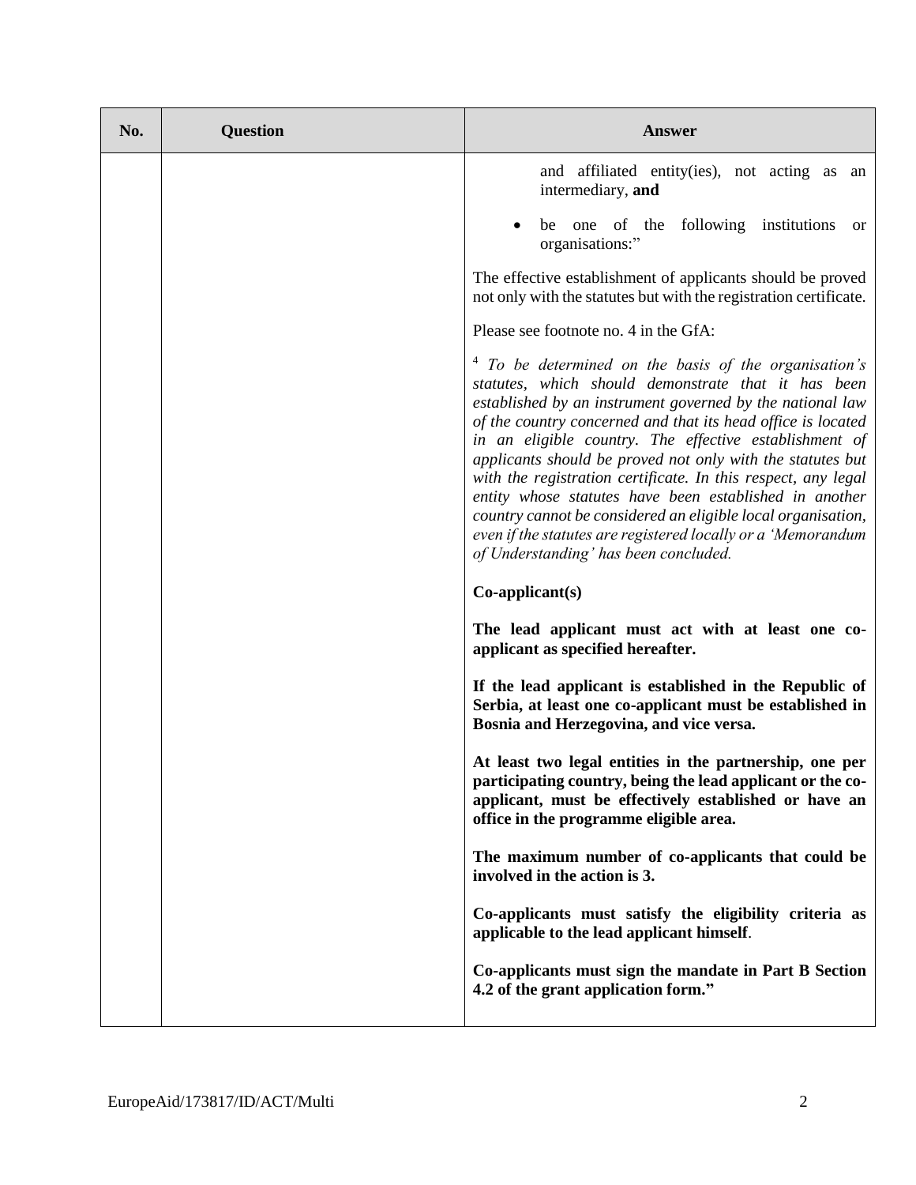| No. | Question | Answer |
| --- | --- | --- |
| | | and affiliated entity(ies), not acting as an intermediary, **and**<br><br>• be one of the following institutions or organisations:"<br><br>The effective establishment of applicants should be proved not only with the statutes but with the registration certificate.<br><br>Please see footnote no. 4 in the GfA:<br><br>[4] *To be determined on the basis of the organisation's statutes, which should demonstrate that it has been established by an instrument governed by the national law of the country concerned and that its head office is located in an eligible country. The effective establishment of applicants should be proved not only with the statutes but with the registration certificate. In this respect, any legal entity whose statutes have been established in another country cannot be considered an eligible local organisation, even if the statutes are registered locally or a 'Memorandum of Understanding' has been concluded.*<br><br>**Co-applicant(s)**<br><br>**The lead applicant must act with at least one co-applicant as specified hereafter.**<br><br>**If the lead applicant is established in the Republic of Serbia, at least one co-applicant must be established in Bosnia and Herzegovina, and vice versa.**<br><br>**At least two legal entities in the partnership, one per participating country, being the lead applicant or the co-applicant, must be effectively established or have an office in the programme eligible area.**<br><br>**The maximum number of co-applicants that could be involved in the action is 3.**<br><br>**Co-applicants must satisfy the eligibility criteria as applicable to the lead applicant himself**.<br><br>**Co-applicants must sign the mandate in Part B Section 4.2 of the grant application form."** |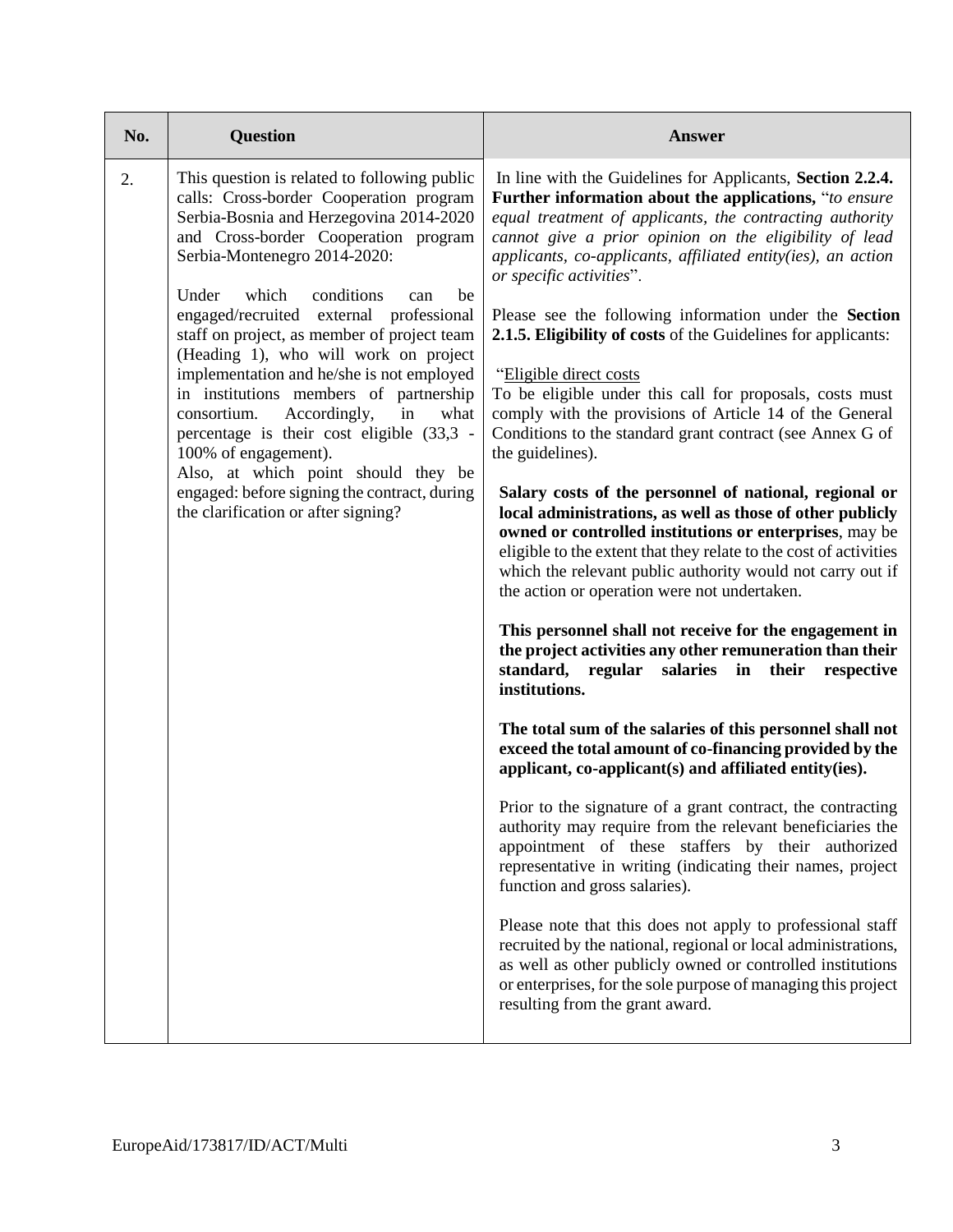| No. | Question | Answer |
|---|---|---|
| 2. | This question is related to following public calls: Cross-border Cooperation program Serbia-Bosnia and Herzegovina 2014-2020 and Cross-border Cooperation program Serbia-Montenegro 2014-2020:<br><br>Under which conditions can be engaged/recruited external professional staff on project, as member of project team (Heading 1), who will work on project implementation and he/she is not employed in institutions members of partnership consortium. Accordingly, in what percentage is their cost eligible (33,3 - 100% of engagement).<br>Also, at which point should they be engaged: before signing the contract, during the clarification or after signing? | In line with the Guidelines for Applicants, **Section 2.2.4. Further information about the applications,** "*to ensure equal treatment of applicants, the contracting authority cannot give a prior opinion on the eligibility of lead applicants, co-applicants, affiliated entity(ies), an action or specific activities*".<br><br>Please see the following information under the **Section 2.1.5. Eligibility of costs** of the Guidelines for applicants:<br><br>"Eligible direct costs<br>To be eligible under this call for proposals, costs must comply with the provisions of Article 14 of the General Conditions to the standard grant contract (see Annex G of the guidelines).<br><br>**Salary costs of the personnel of national, regional or local administrations, as well as those of other publicly owned or controlled institutions or enterprises**, may be eligible to the extent that they relate to the cost of activities which the relevant public authority would not carry out if the action or operation were not undertaken.<br><br>**This personnel shall not receive for the engagement in the project activities any other remuneration than their standard, regular salaries in their respective institutions.**<br><br>**The total sum of the salaries of this personnel shall not exceed the total amount of co-financing provided by the applicant, co-applicant(s) and affiliated entity(ies).**<br><br>Prior to the signature of a grant contract, the contracting authority may require from the relevant beneficiaries the appointment of these staffers by their authorized representative in writing (indicating their names, project function and gross salaries).<br><br>Please note that this does not apply to professional staff recruited by the national, regional or local administrations, as well as other publicly owned or controlled institutions or enterprises, for the sole purpose of managing this project resulting from the grant award. |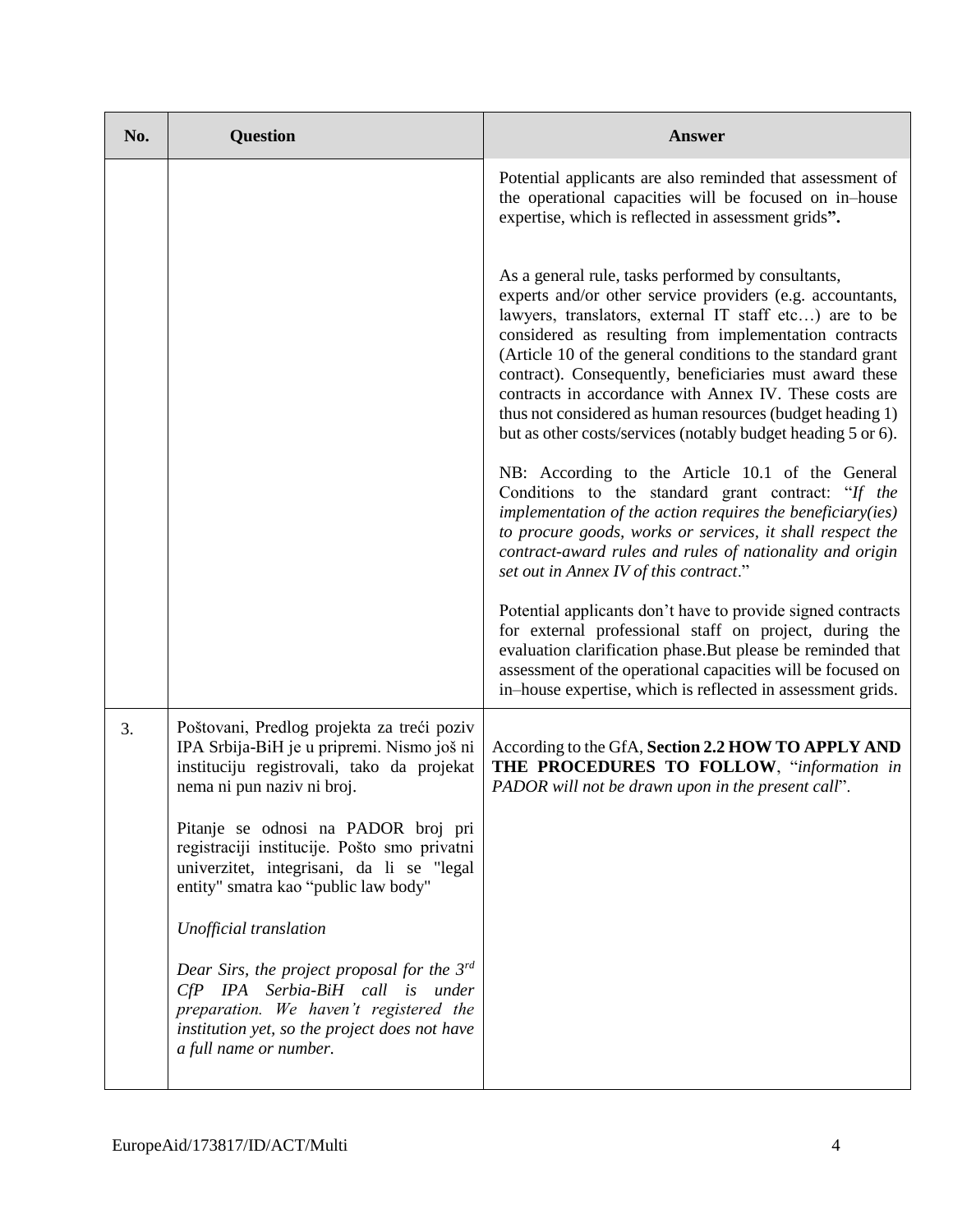| No. | Question | Answer |
|---|---|---|
| | | Potential applicants are also reminded that assessment of the operational capacities will be focused on in–house expertise, which is reflected in assessment grids**".**<br><br>As a general rule, tasks performed by consultants, experts and/or other service providers (e.g. accountants, lawyers, translators, external IT staff etc…) are to be considered as resulting from implementation contracts (Article 10 of the general conditions to the standard grant contract). Consequently, beneficiaries must award these contracts in accordance with Annex IV. These costs are thus not considered as human resources (budget heading 1) but as other costs/services (notably budget heading 5 or 6).<br><br>NB: According to the Article 10.1 of the General Conditions to the standard grant contract: "*If the implementation of the action requires the beneficiary(ies) to procure goods, works or services, it shall respect the contract-award rules and rules of nationality and origin set out in Annex IV of this contract*."<br><br>Potential applicants don't have to provide signed contracts for external professional staff on project, during the evaluation clarification phase.But please be reminded that assessment of the operational capacities will be focused on in–house expertise, which is reflected in assessment grids. |
| 3. | Poštovani, Predlog projekta za treći poziv IPA Srbija-BiH je u pripremi. Nismo još ni instituciju registrovali, tako da projekat nema ni pun naziv ni broj.<br><br>Pitanje se odnosi na PADOR broj pri registraciji institucije. Pošto smo privatni univerzitet, integrisani, da li se "legal entity" smatra kao "public law body"<br><br>*Unofficial translation*<br><br>*Dear Sirs, the project proposal for the 3rd CfP IPA Serbia-BiH call is under preparation. We haven't registered the institution yet, so the project does not have a full name or number.* | According to the GfA, **Section 2.2 HOW TO APPLY AND THE PROCEDURES TO FOLLOW**, "*information in PADOR will not be drawn upon in the present call*". |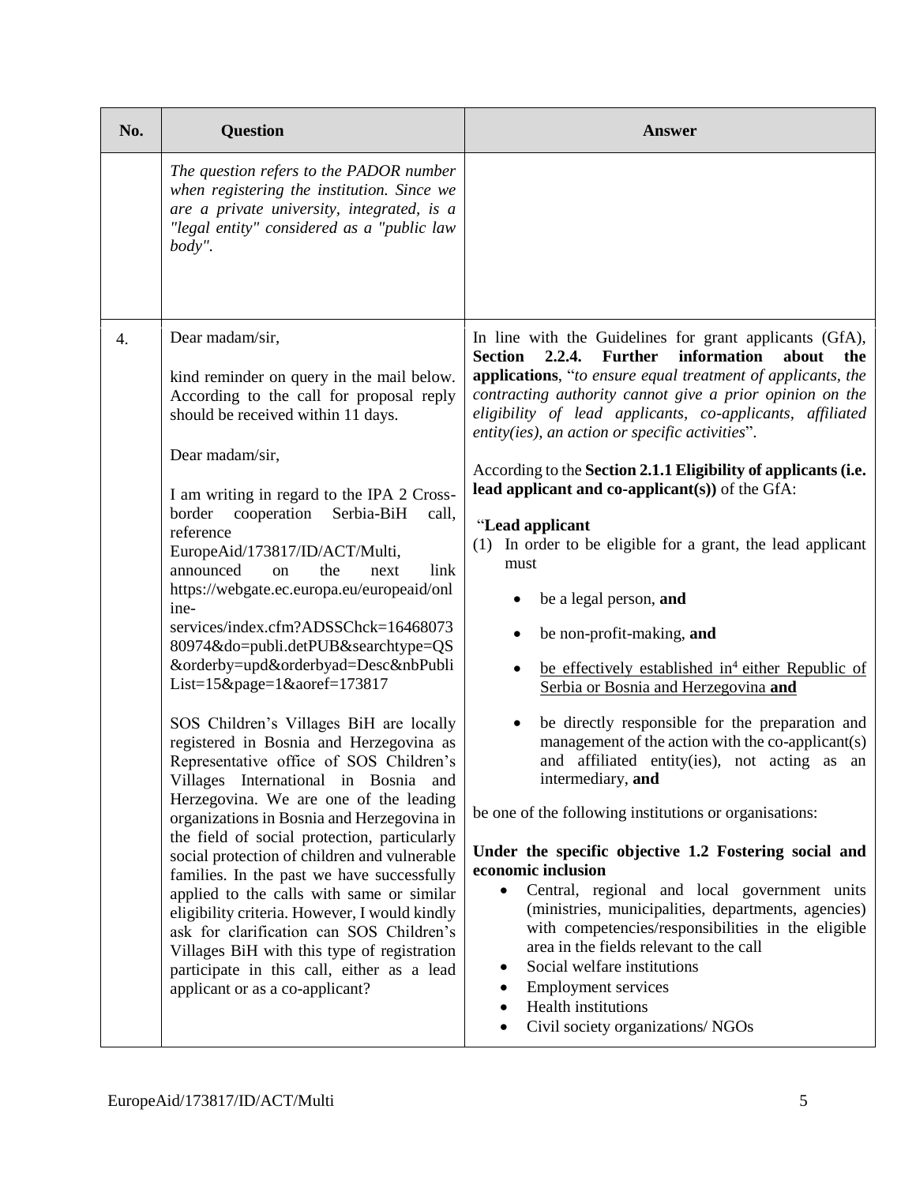| No. | Question | Answer |
|---|---|---|
| | *The question refers to the PADOR number when registering the institution. Since we are a private university, integrated, is a "legal entity" considered as a "public law body".* | |
| 4. | Dear madam/sir,<br><br>kind reminder on query in the mail below. According to the call for proposal reply should be received within 11 days.<br><br>Dear madam/sir,<br><br>I am writing in regard to the IPA 2 Cross-border cooperation Serbia-BiH call, reference EuropeAid/173817/ID/ACT/Multi, announced on the next link https://webgate.ec.europa.eu/europeaid/online-services/index.cfm?ADSSChck=1646807380974&do=publi.detPUB&searchtype=QS&orderby=upd&orderbyad=Desc&nbPubliList=15&page=1&aoref=173817<br><br>SOS Children's Villages BiH are locally registered in Bosnia and Herzegovina as Representative office of SOS Children's Villages International in Bosnia and Herzegovina. We are one of the leading organizations in Bosnia and Herzegovina in the field of social protection, particularly social protection of children and vulnerable families. In the past we have successfully applied to the calls with same or similar eligibility criteria. However, I would kindly ask for clarification can SOS Children's Villages BiH with this type of registration participate in this call, either as a lead applicant or as a co-applicant? | In line with the Guidelines for grant applicants (GfA), **Section 2.2.4. Further information about the applications**, "*to ensure equal treatment of applicants, the contracting authority cannot give a prior opinion on the eligibility of lead applicants, co-applicants, affiliated entity(ies), an action or specific activities*".<br><br>According to the **Section 2.1.1 Eligibility of applicants (i.e. lead applicant and co-applicant(s))** of the GfA:<br><br>"**Lead applicant**<br>(1) In order to be eligible for a grant, the lead applicant must<br>• be a legal person, **and**<br>• be non-profit-making, **and**<br>• be effectively established in[4] either Republic of Serbia or Bosnia and Herzegovina **and**<br>• be directly responsible for the preparation and management of the action with the co-applicant(s) and affiliated entity(ies), not acting as an intermediary, **and**<br><br>be one of the following institutions or organisations:<br><br>**Under the specific objective 1.2 Fostering social and economic inclusion**<br>• Central, regional and local government units (ministries, municipalities, departments, agencies) with competencies/responsibilities in the eligible area in the fields relevant to the call<br>• Social welfare institutions<br>• Employment services<br>• Health institutions<br>• Civil society organizations/ NGOs |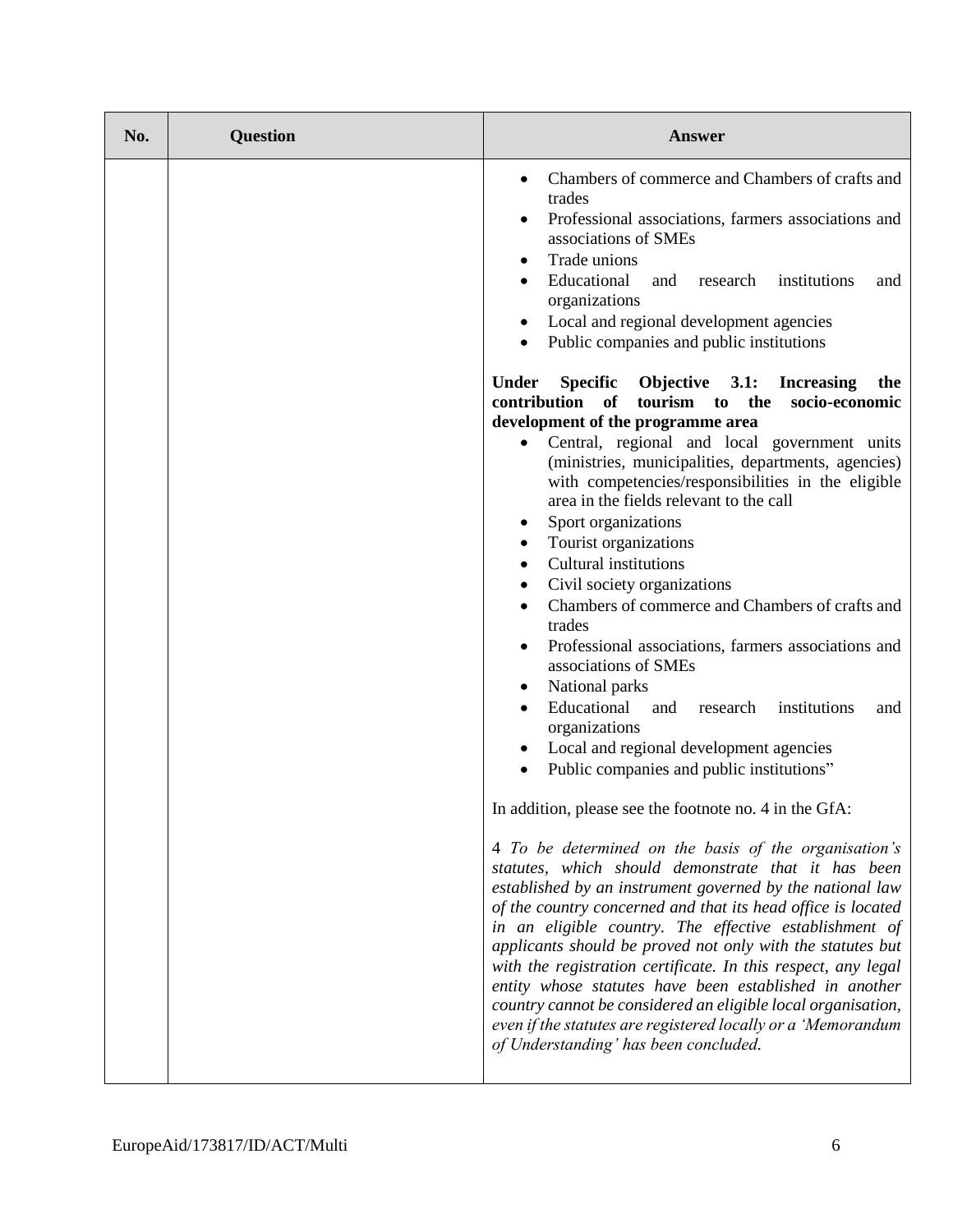| No. | Question | Answer |
| --- | --- | --- |
| | | • Chambers of commerce and Chambers of crafts and trades<br>• Professional associations, farmers associations and associations of SMEs<br>• Trade unions<br>• Educational and research institutions and organizations<br>• Local and regional development agencies<br>• Public companies and public institutions<br><br>**Under Specific Objective 3.1: Increasing the contribution of tourism to the socio-economic development of the programme area**<br>• Central, regional and local government units (ministries, municipalities, departments, agencies) with competencies/responsibilities in the eligible area in the fields relevant to the call<br>• Sport organizations<br>• Tourist organizations<br>• Cultural institutions<br>• Civil society organizations<br>• Chambers of commerce and Chambers of crafts and trades<br>• Professional associations, farmers associations and associations of SMEs<br>• National parks<br>• Educational and research institutions and organizations<br>• Local and regional development agencies<br>• Public companies and public institutions"<br><br>In addition, please see the footnote no. 4 in the GfA:<br><br>4 *To be determined on the basis of the organisation's statutes, which should demonstrate that it has been established by an instrument governed by the national law of the country concerned and that its head office is located in an eligible country. The effective establishment of applicants should be proved not only with the statutes but with the registration certificate. In this respect, any legal entity whose statutes have been established in another country cannot be considered an eligible local organisation, even if the statutes are registered locally or a 'Memorandum of Understanding' has been concluded.* |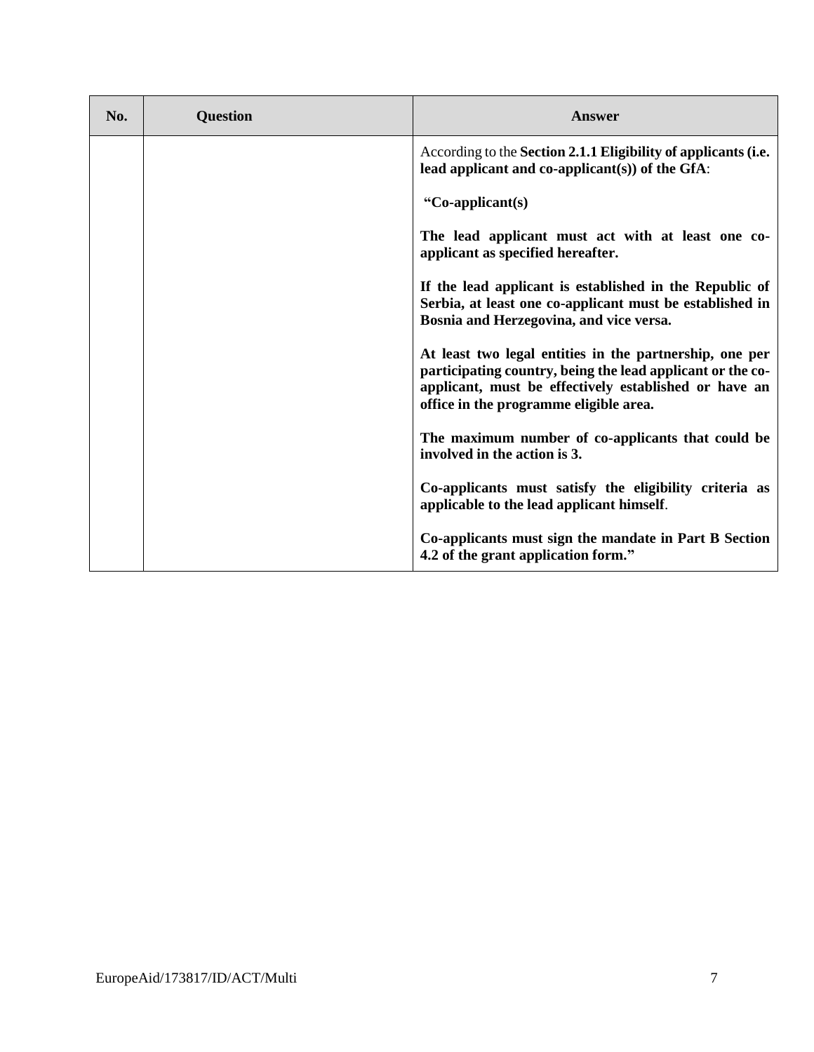| No. | Question | Answer |
|---|---|---|
| | | According to the **Section 2.1.1 Eligibility of applicants (i.e. lead applicant and co-applicant(s)) of the GfA**:<br><br>**“Co-applicant(s)**<br><br>**The lead applicant must act with at least one co-applicant as specified hereafter.**<br><br>**If the lead applicant is established in the Republic of Serbia, at least one co-applicant must be established in Bosnia and Herzegovina, and vice versa.**<br><br>**At least two legal entities in the partnership, one per participating country, being the lead applicant or the co-applicant, must be effectively established or have an office in the programme eligible area.**<br><br>**The maximum number of co-applicants that could be involved in the action is 3.**<br><br>**Co-applicants must satisfy the eligibility criteria as applicable to the lead applicant himself**.<br><br>**Co-applicants must sign the mandate in Part B Section 4.2 of the grant application form.”** |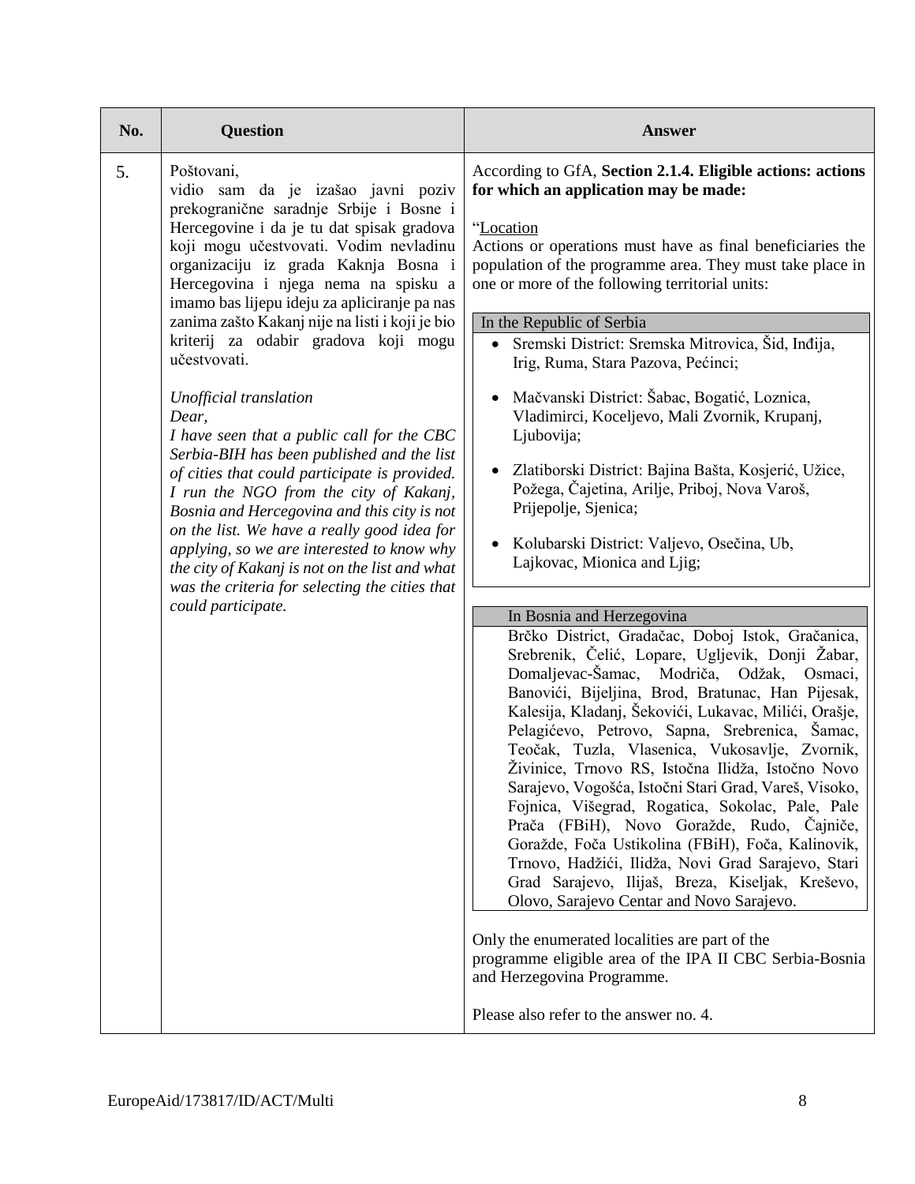| No. | Question | Answer |
|---|---|---|
| 5. | Poštovani,<br>vidio sam da je izašao javni poziv prekogranične saradnje Srbije i Bosne i Hercegovine i da je tu dat spisak gradova koji mogu učestvovati. Vodim nevladinu organizaciju iz grada Kaknja Bosna i Hercegovina i njega nema na spisku a imamo bas lijepu ideju za apliciranje pa nas zanima zašto Kakanj nije na listi i koji je bio kriterij za odabir gradova koji mogu učestvovati.<br><br>*Unofficial translation*<br>*Dear,*<br>*I have seen that a public call for the CBC Serbia-BIH has been published and the list of cities that could participate is provided. I run the NGO from the city of Kakanj, Bosnia and Hercegovina and this city is not on the list. We have a really good idea for applying, so we are interested to know why the city of Kakanj is not on the list and what was the criteria for selecting the cities that could participate.* | According to GfA, **Section 2.1.4. Eligible actions: actions for which an application may be made:**<br><br>"Location<br>Actions or operations must have as final beneficiaries the population of the programme area. They must take place in one or more of the following territorial units:<br><br>**In the Republic of Serbia**<br>• Sremski District: Sremska Mitrovica, Šid, Inđija, Irig, Ruma, Stara Pazova, Pećinci;<br>• Mačvanski District: Šabac, Bogatić, Loznica, Vladimirci, Koceljevo, Mali Zvornik, Krupanj, Ljubovija;<br>• Zlatiborski District: Bajina Bašta, Kosjerić, Užice, Požega, Čajetina, Arilje, Priboj, Nova Varoš, Prijepolje, Sjenica;<br>• Kolubarski District: Valjevo, Osečina, Ub, Lajkovac, Mionica and Ljig;<br><br>**In Bosnia and Herzegovina**<br>Brčko District, Gradačac, Doboj Istok, Gračanica, Srebrenik, Čelić, Lopare, Ugljevik, Donji Žabar, Domaljevac-Šamac, Modriča, Odžak, Osmaci, Banovići, Bijeljina, Brod, Bratunac, Han Pijesak, Kalesija, Kladanj, Šekovići, Lukavac, Milići, Orašje, Pelagićevo, Petrovo, Sapna, Srebrenica, Šamac, Teočak, Tuzla, Vlasenica, Vukosavlje, Zvornik, Živinice, Trnovo RS, Istočna Ilidža, Istočno Novo Sarajevo, Vogošća, Istočni Stari Grad, Vareš, Visoko, Fojnica, Višegrad, Rogatica, Sokolac, Pale, Pale Prača (FBiH), Novo Goražde, Rudo, Čajniče, Goražde, Foča Ustikolina (FBiH), Foča, Kalinovik, Trnovo, Hadžići, Ilidža, Novi Grad Sarajevo, Stari Grad Sarajevo, Ilijaš, Breza, Kiseljak, Kreševo, Olovo, Sarajevo Centar and Novo Sarajevo.<br><br>Only the enumerated localities are part of the programme eligible area of the IPA II CBC Serbia-Bosnia and Herzegovina Programme.<br><br>Please also refer to the answer no. 4. |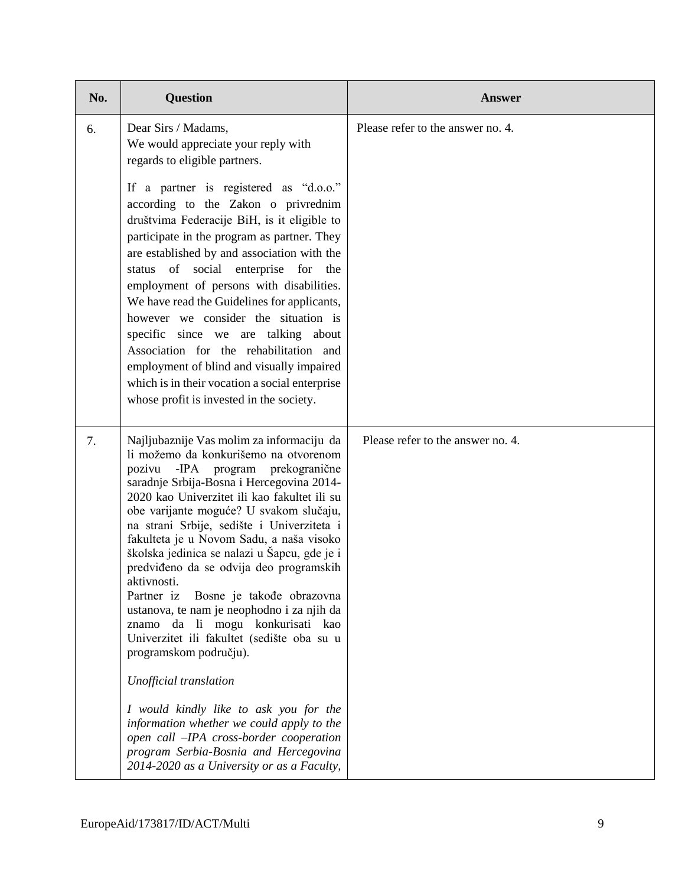| No. | Question | Answer |
|---|---|---|
| 6. | Dear Sirs / Madams,<br>We would appreciate your reply with regards to eligible partners.<br><br>If a partner is registered as "d.o.o." according to the Zakon o privrednim društvima Federacije BiH, is it eligible to participate in the program as partner. They are established by and association with the status of social enterprise for the employment of persons with disabilities. We have read the Guidelines for applicants, however we consider the situation is specific since we are talking about Association for the rehabilitation and employment of blind and visually impaired which is in their vocation a social enterprise whose profit is invested in the society. | Please refer to the answer no. 4. |
| 7. | Najljubaznije Vas molim za informaciju da li možemo da konkurišemo na otvorenom pozivu -IPA program prekogranične saradnje Srbija-Bosna i Hercegovina 2014-2020 kao Univerzitet ili kao fakultet ili su obe varijante moguće? U svakom slučaju, na strani Srbije, sedište i Univerziteta i fakulteta je u Novom Sadu, a naša visoko školska jedinica se nalazi u Šapcu, gde je i predviđeno da se odvija deo programskih aktivnosti.<br>Partner iz Bosne je takođe obrazovna ustanova, te nam je neophodno i za njih da znamo da li mogu konkurisati kao Univerzitet ili fakultet (sedište oba su u programskom području).<br><br>*Unofficial translation*<br><br>*I would kindly like to ask you for the information whether we could apply to the open call –IPA cross-border cooperation program Serbia-Bosnia and Hercegovina 2014-2020 as a University or as a Faculty,* | Please refer to the answer no. 4. |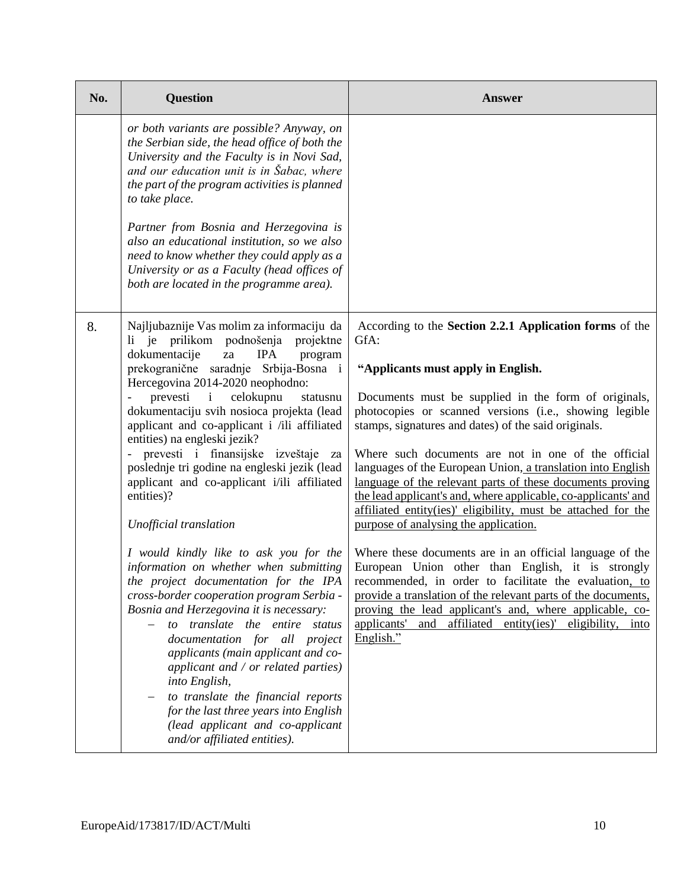| No. | Question | Answer |
|---|---|---|
| | *or both variants are possible? Anyway, on the Serbian side, the head office of both the University and the Faculty is in Novi Sad, and our education unit is in Šabac, where the part of the program activities is planned to take place.*<br><br>*Partner from Bosnia and Herzegovina is also an educational institution, so we also need to know whether they could apply as a University or as a Faculty (head offices of both are located in the programme area).* | |
| 8. | Najljubaznije Vas molim za informaciju da li je prilikom podnošenja projektne dokumentacije za IPA program prekogranične saradnje Srbija-Bosna i Hercegovina 2014-2020 neophodno:<br>- prevesti i celokupnu statusnu dokumentaciju svih nosioca projekta (lead applicant and co-applicant i /ili affiliated entities) na engleski jezik?<br>- prevesti i finansijske izveštaje za poslednje tri godine na engleski jezik (lead applicant and co-applicant i/ili affiliated entities)?<br><br>*Unofficial translation*<br><br>*I would kindly like to ask you for the information on whether when submitting the project documentation for the IPA cross-border cooperation program Serbia - Bosnia and Herzegovina it is necessary:*<br>– *to translate the entire status documentation for all project applicants (main applicant and co-applicant and / or related parties) into English,*<br>– *to translate the financial reports for the last three years into English (lead applicant and co-applicant and/or affiliated entities).* | According to the **Section 2.2.1 Application forms** of the GfA:<br><br>**"Applicants must apply in English.**<br><br>Documents must be supplied in the form of originals, photocopies or scanned versions (i.e., showing legible stamps, signatures and dates) of the said originals.<br><br>Where such documents are not in one of the official languages of the European Union, a translation into English language of the relevant parts of these documents proving the lead applicant's and, where applicable, co-applicants' and affiliated entity(ies)' eligibility, must be attached for the purpose of analysing the application.<br><br>Where these documents are in an official language of the European Union other than English, it is strongly recommended, in order to facilitate the evaluation, to provide a translation of the relevant parts of the documents, proving the lead applicant's and, where applicable, co-applicants' and affiliated entity(ies)' eligibility, into English." |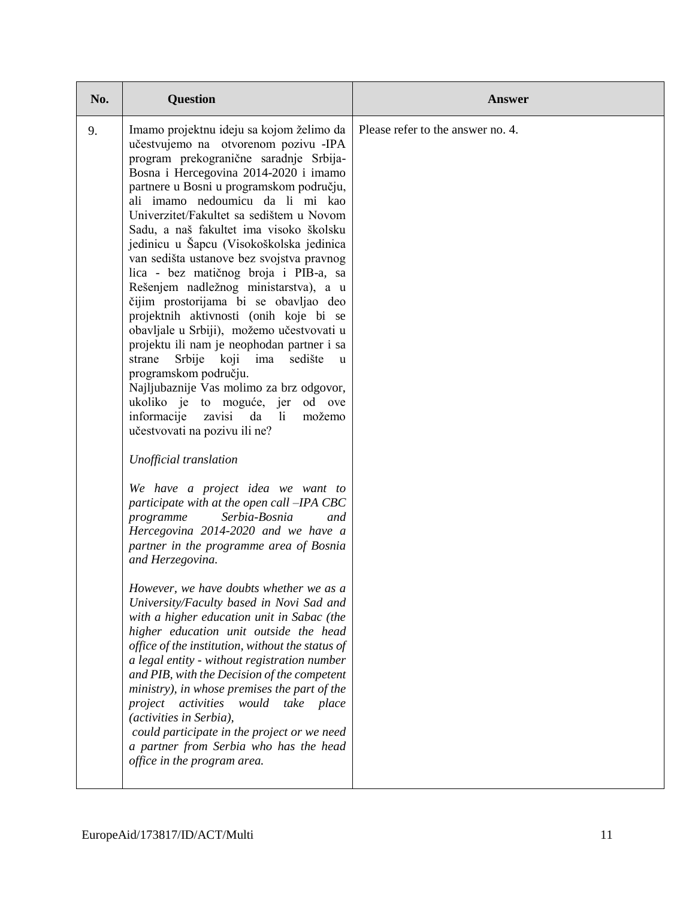| No. | Question | Answer |
| --- | --- | --- |
| 9. | Imamo projektnu ideju sa kojom želimo da učestvujemo na otvorenom pozivu -IPA program prekogranične saradnje Srbija-Bosna i Hercegovina 2014-2020 i imamo partnere u Bosni u programskom području, ali imamo nedoumicu da li mi kao Univerzitet/Fakultet sa sedištem u Novom Sadu, a naš fakultet ima visoko školsku jedinicu u Šapcu (Visokoškolska jedinica van sedišta ustanove bez svojstva pravnog lica - bez matičnog broja i PIB-a, sa Rešenjem nadležnog ministarstva), a u čijim prostorijama bi se obavljao deo projektnih aktivnosti (onih koje bi se obavljale u Srbiji), možemo učestvovati u projektu ili nam je neophodan partner i sa strane Srbije koji ima sedište u programskom području.<br>Najljubaznije Vas molimo za brz odgovor, ukoliko je to moguće, jer od ove informacije zavisi da li možemo učestvovati na pozivu ili ne?<br><br>*Unofficial translation*<br><br>*We have a project idea we want to participate with at the open call –IPA CBC programme Serbia-Bosnia and Hercegovina 2014-2020 and we have a partner in the programme area of Bosnia and Herzegovina.*<br><br>*However, we have doubts whether we as a University/Faculty based in Novi Sad and with a higher education unit in Sabac (the higher education unit outside the head office of the institution, without the status of a legal entity - without registration number and PIB, with the Decision of the competent ministry), in whose premises the part of the project activities would take place (activities in Serbia), could participate in the project or we need a partner from Serbia who has the head office in the program area.* | Please refer to the answer no. 4. |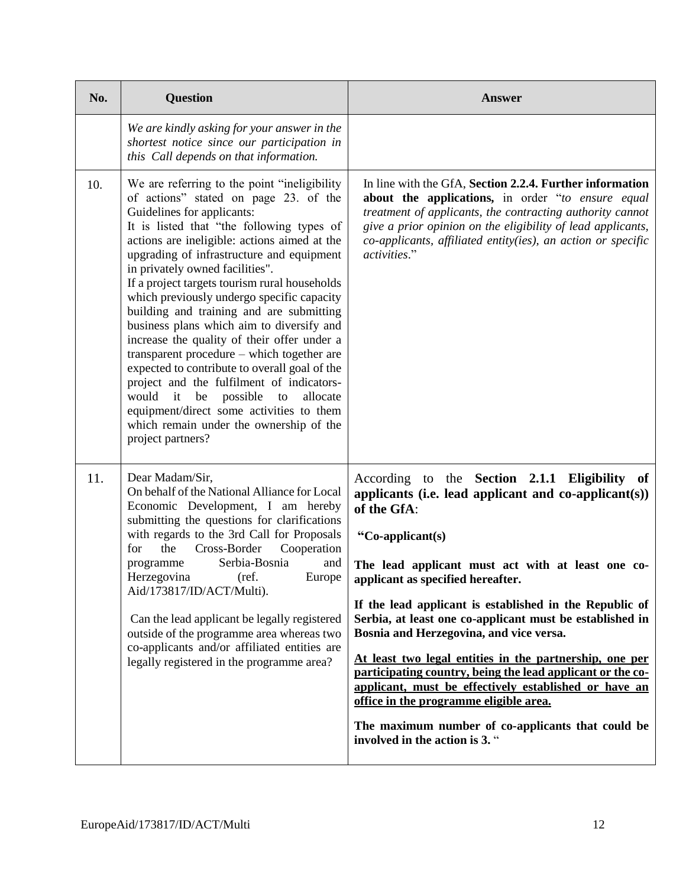| No. | Question | Answer |
|---|---|---|
| | *We are kindly asking for your answer in the shortest notice since our participation in this Call depends on that information.* | |
| 10. | We are referring to the point "ineligibility of actions" stated on page 23. of the Guidelines for applicants:<br>It is listed that "the following types of actions are ineligible: actions aimed at the upgrading of infrastructure and equipment in privately owned facilities".<br>If a project targets tourism rural households which previously undergo specific capacity building and training and are submitting business plans which aim to diversify and increase the quality of their offer under a transparent procedure – which together are expected to contribute to overall goal of the project and the fulfilment of indicators- would it be possible to allocate equipment/direct some activities to them which remain under the ownership of the project partners? | In line with the GfA, **Section 2.2.4. Further information about the applications,** in order "*to ensure equal treatment of applicants, the contracting authority cannot give a prior opinion on the eligibility of lead applicants, co-applicants, affiliated entity(ies), an action or specific activities*." |
| 11. | Dear Madam/Sir,<br>On behalf of the National Alliance for Local Economic Development, I am hereby submitting the questions for clarifications with regards to the 3rd Call for Proposals for the Cross-Border Cooperation programme Serbia-Bosnia and Herzegovina (ref. Europe Aid/173817/ID/ACT/Multi).<br><br>Can the lead applicant be legally registered outside of the programme area whereas two co-applicants and/or affiliated entities are legally registered in the programme area? | According to the **Section 2.1.1 Eligibility of applicants (i.e. lead applicant and co-applicant(s)) of the GfA**:<br><br>**"Co-applicant(s)**<br><br>**The lead applicant must act with at least one co-applicant as specified hereafter.**<br><br>**If the lead applicant is established in the Republic of Serbia, at least one co-applicant must be established in Bosnia and Herzegovina, and vice versa.**<br><br>**<u>At least two legal entities in the partnership, one per participating country, being the lead applicant or the co-applicant, must be effectively established or have an office in the programme eligible area.</u>**<br><br>**The maximum number of co-applicants that could be involved in the action is 3.** " |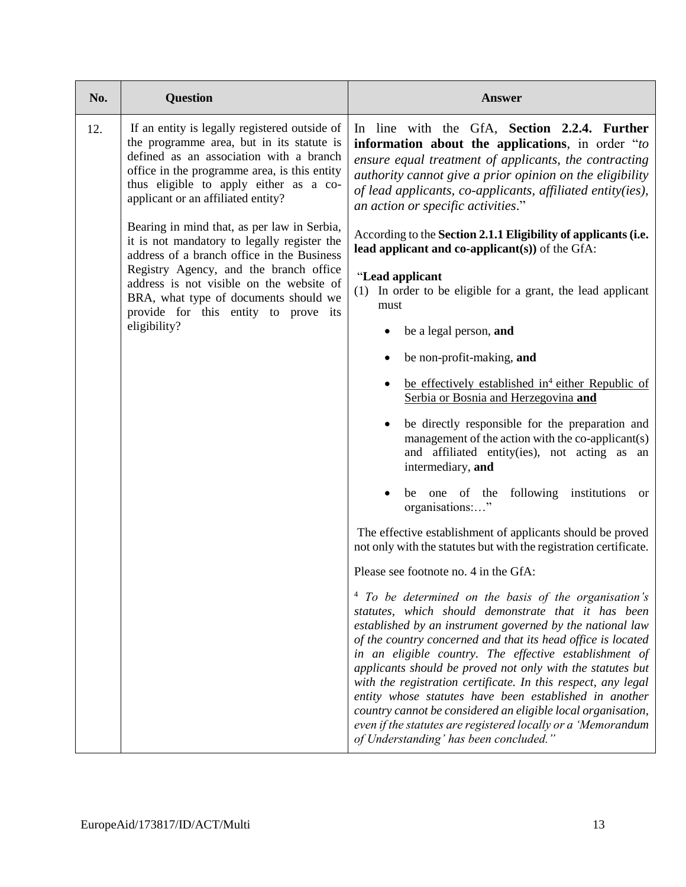| No. | Question | Answer |
| --- | --- | --- |
| 12. | If an entity is legally registered outside of the programme area, but in its statute is defined as an association with a branch office in the programme area, is this entity thus eligible to apply either as a co-applicant or an affiliated entity?<br><br>Bearing in mind that, as per law in Serbia, it is not mandatory to legally register the address of a branch office in the Business Registry Agency, and the branch office address is not visible on the website of BRA, what type of documents should we provide for this entity to prove its eligibility? | In line with the GfA, **Section 2.2.4. Further information about the applications**, in order "*to ensure equal treatment of applicants, the contracting authority cannot give a prior opinion on the eligibility of lead applicants, co-applicants, affiliated entity(ies), an action or specific activities*."<br><br>According to the **Section 2.1.1 Eligibility of applicants (i.e. lead applicant and co-applicant(s))** of the GfA:<br><br>"**Lead applicant**<br>(1) In order to be eligible for a grant, the lead applicant must<br>• be a legal person, **and**<br>• be non-profit-making, **and**<br>• <u>be effectively established in[4] either Republic of Serbia or Bosnia and Herzegovina **and**</u><br>• be directly responsible for the preparation and management of the action with the co-applicant(s) and affiliated entity(ies), not acting as an intermediary, **and**<br>• be one of the following institutions or organisations:…"<br><br>The effective establishment of applicants should be proved not only with the statutes but with the registration certificate.<br><br>Please see footnote no. 4 in the GfA:<br><br>[4] *To be determined on the basis of the organisation's statutes, which should demonstrate that it has been established by an instrument governed by the national law of the country concerned and that its head office is located in an eligible country. The effective establishment of applicants should be proved not only with the statutes but with the registration certificate. In this respect, any legal entity whose statutes have been established in another country cannot be considered an eligible local organisation, even if the statutes are registered locally or a 'Memorandum of Understanding' has been concluded."* |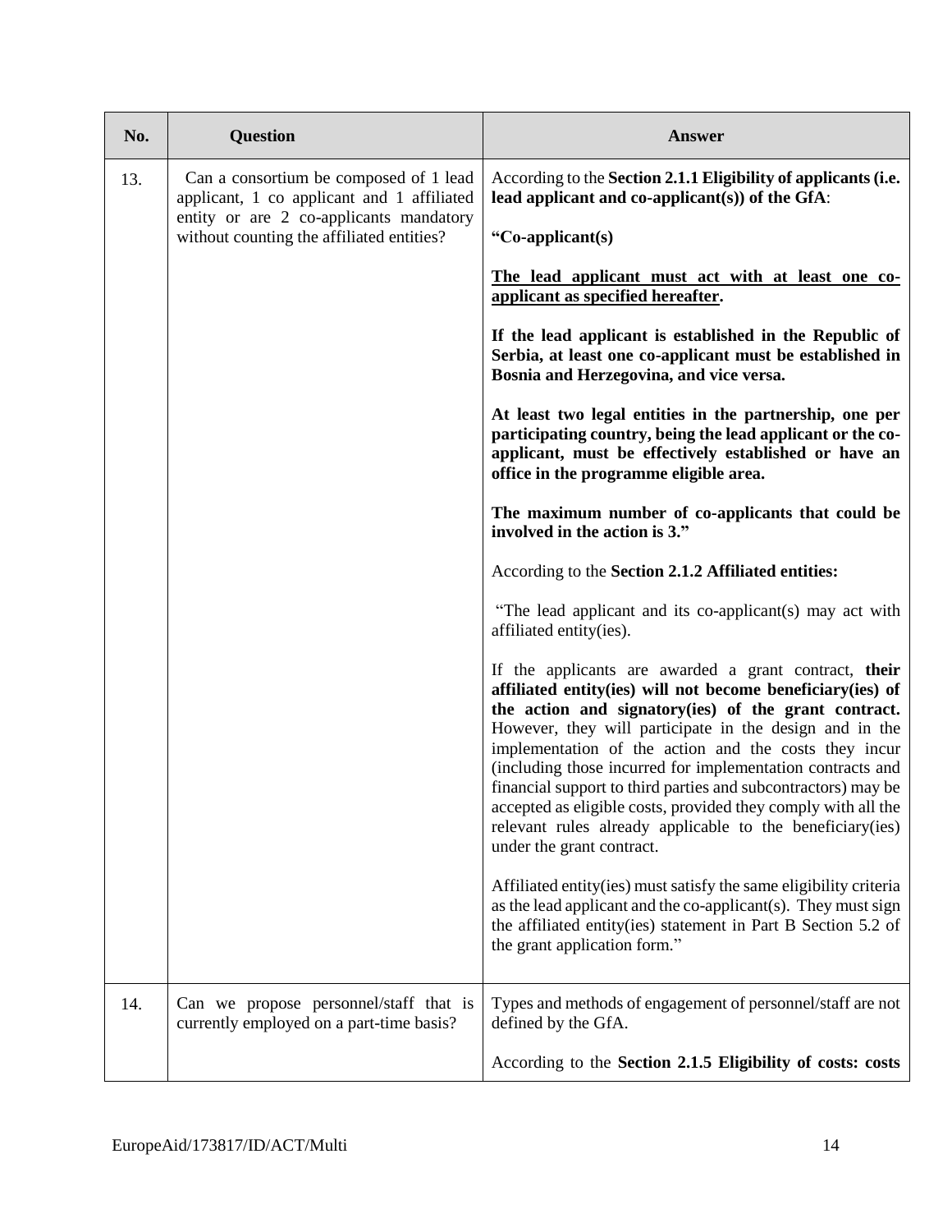| No. | Question | Answer |
|---|---|---|
| 13. | Can a consortium be composed of 1 lead applicant, 1 co applicant and 1 affiliated entity or are 2 co-applicants mandatory without counting the affiliated entities? | According to the **Section 2.1.1 Eligibility of applicants (i.e. lead applicant and co-applicant(s)) of the GfA**:<br><br>**"Co-applicant(s)**<br><br>**<u>The lead applicant must act with at least one co-applicant as specified hereafter</u>.**<br><br>**If the lead applicant is established in the Republic of Serbia, at least one co-applicant must be established in Bosnia and Herzegovina, and vice versa.**<br><br>**At least two legal entities in the partnership, one per participating country, being the lead applicant or the co-applicant, must be effectively established or have an office in the programme eligible area.**<br><br>**The maximum number of co-applicants that could be involved in the action is 3."**<br><br>According to the **Section 2.1.2 Affiliated entities:**<br><br>"The lead applicant and its co-applicant(s) may act with affiliated entity(ies).<br><br>If the applicants are awarded a grant contract, **their affiliated entity(ies) will not become beneficiary(ies) of the action and signatory(ies) of the grant contract.** However, they will participate in the design and in the implementation of the action and the costs they incur (including those incurred for implementation contracts and financial support to third parties and subcontractors) may be accepted as eligible costs, provided they comply with all the relevant rules already applicable to the beneficiary(ies) under the grant contract.<br><br>Affiliated entity(ies) must satisfy the same eligibility criteria as the lead applicant and the co-applicant(s). They must sign the affiliated entity(ies) statement in Part B Section 5.2 of the grant application form." |
| 14. | Can we propose personnel/staff that is currently employed on a part-time basis? | Types and methods of engagement of personnel/staff are not defined by the GfA.<br><br>According to the **Section 2.1.5 Eligibility of costs: costs** |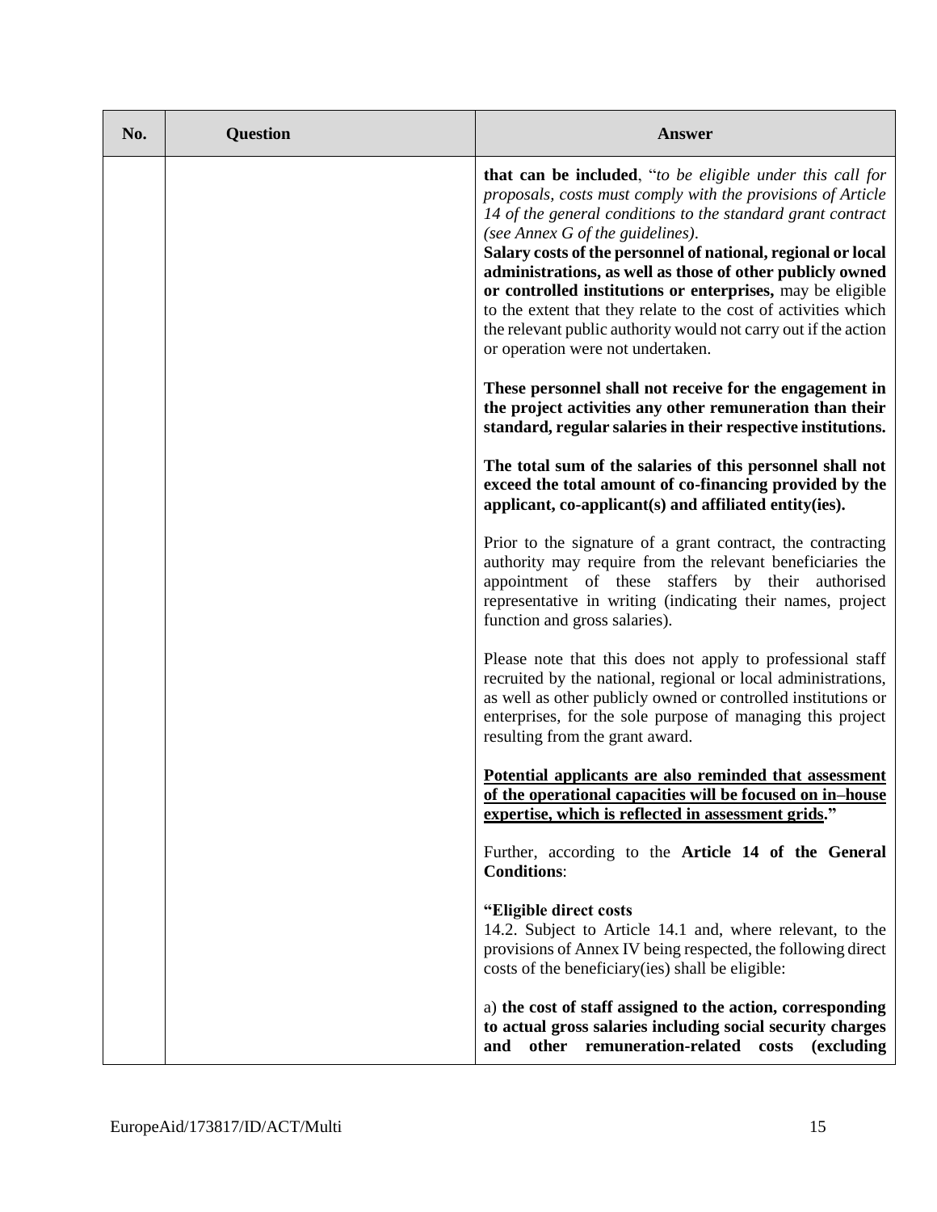| No. | Question | Answer |
| --- | --- | --- |
| | | **that can be included**, "*to be eligible under this call for proposals, costs must comply with the provisions of Article 14 of the general conditions to the standard grant contract (see Annex G of the guidelines)*.<br>**Salary costs of the personnel of national, regional or local administrations, as well as those of other publicly owned or controlled institutions or enterprises,** may be eligible to the extent that they relate to the cost of activities which the relevant public authority would not carry out if the action or operation were not undertaken.<br><br>**These personnel shall not receive for the engagement in the project activities any other remuneration than their standard, regular salaries in their respective institutions.**<br><br>**The total sum of the salaries of this personnel shall not exceed the total amount of co-financing provided by the applicant, co-applicant(s) and affiliated entity(ies).**<br><br>Prior to the signature of a grant contract, the contracting authority may require from the relevant beneficiaries the appointment of these staffers by their authorised representative in writing (indicating their names, project function and gross salaries).<br><br>Please note that this does not apply to professional staff recruited by the national, regional or local administrations, as well as other publicly owned or controlled institutions or enterprises, for the sole purpose of managing this project resulting from the grant award.<br><br>**<u>Potential applicants are also reminded that assessment of the operational capacities will be focused on in–house expertise, which is reflected in assessment grids</u>."**<br><br>Further, according to the **Article 14 of the General Conditions**:<br><br>**"Eligible direct costs**<br>14.2. Subject to Article 14.1 and, where relevant, to the provisions of Annex IV being respected, the following direct costs of the beneficiary(ies) shall be eligible:<br><br>a) **the cost of staff assigned to the action, corresponding to actual gross salaries including social security charges and other remuneration-related costs (excluding** |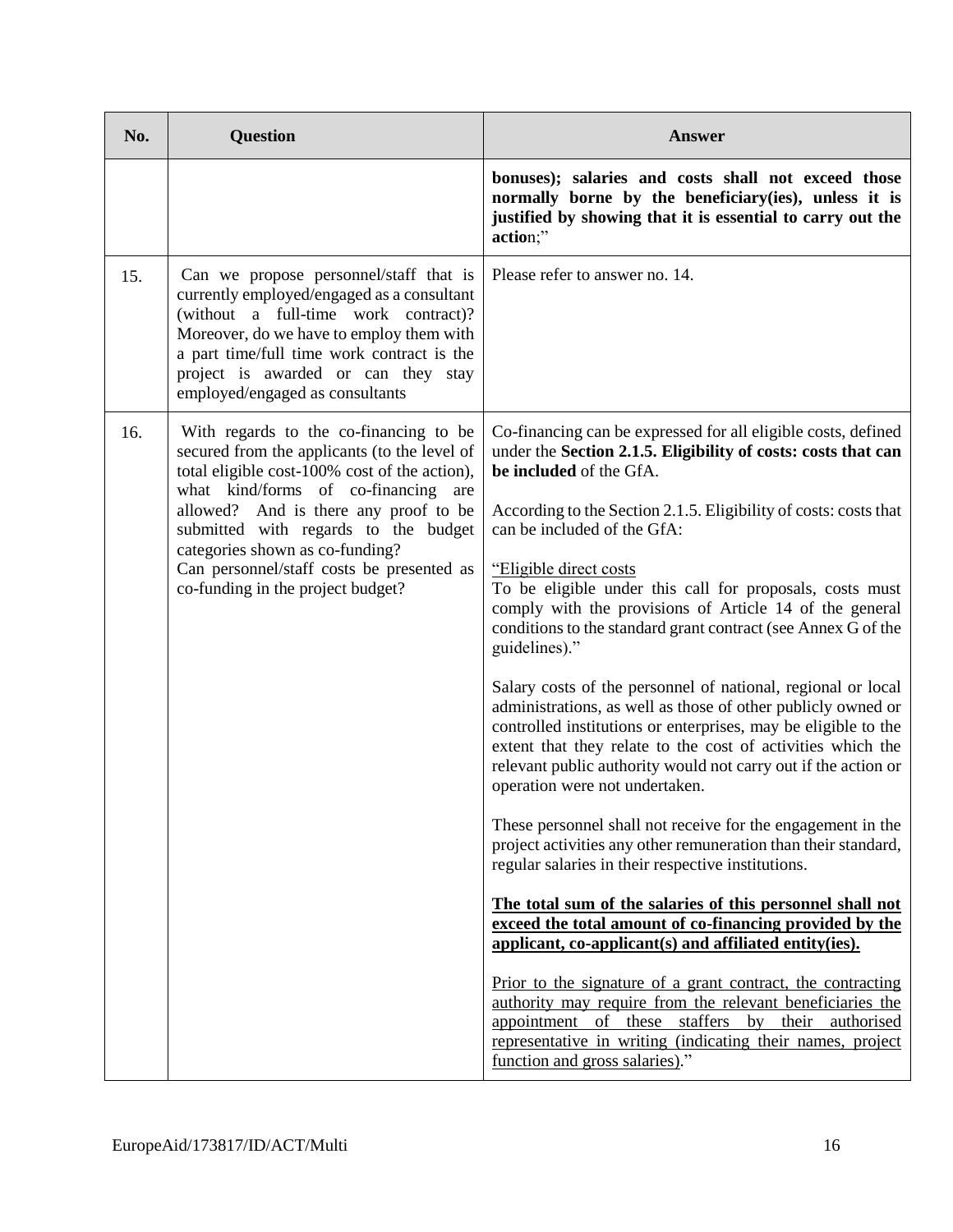| No. | Question | Answer |
|---|---|---|
| | | **bonuses); salaries and costs shall not exceed those normally borne by the beneficiary(ies), unless it is justified by showing that it is essential to carry out the actio**n;" |
| 15. | Can we propose personnel/staff that is currently employed/engaged as a consultant (without a full-time work contract)? Moreover, do we have to employ them with a part time/full time work contract is the project is awarded or can they stay employed/engaged as consultants | Please refer to answer no. 14. |
| 16. | With regards to the co-financing to be secured from the applicants (to the level of total eligible cost-100% cost of the action), what kind/forms of co-financing are allowed? And is there any proof to be submitted with regards to the budget categories shown as co-funding?<br>Can personnel/staff costs be presented as co-funding in the project budget? | Co-financing can be expressed for all eligible costs, defined under the **Section 2.1.5. Eligibility of costs: costs that can be included** of the GfA.<br><br>According to the Section 2.1.5. Eligibility of costs: costs that can be included of the GfA:<br><br>"<u>Eligible direct costs</u><br>To be eligible under this call for proposals, costs must comply with the provisions of Article 14 of the general conditions to the standard grant contract (see Annex G of the guidelines)."<br><br>Salary costs of the personnel of national, regional or local administrations, as well as those of other publicly owned or controlled institutions or enterprises, may be eligible to the extent that they relate to the cost of activities which the relevant public authority would not carry out if the action or operation were not undertaken.<br><br>These personnel shall not receive for the engagement in the project activities any other remuneration than their standard, regular salaries in their respective institutions.<br><br>**<u>The total sum of the salaries of this personnel shall not exceed the total amount of co-financing provided by the applicant, co-applicant(s) and affiliated entity(ies).</u>**<br><br><u>Prior to the signature of a grant contract, the contracting authority may require from the relevant beneficiaries the appointment of these staffers by their authorised representative in writing (indicating their names, project function and gross salaries)</u>." |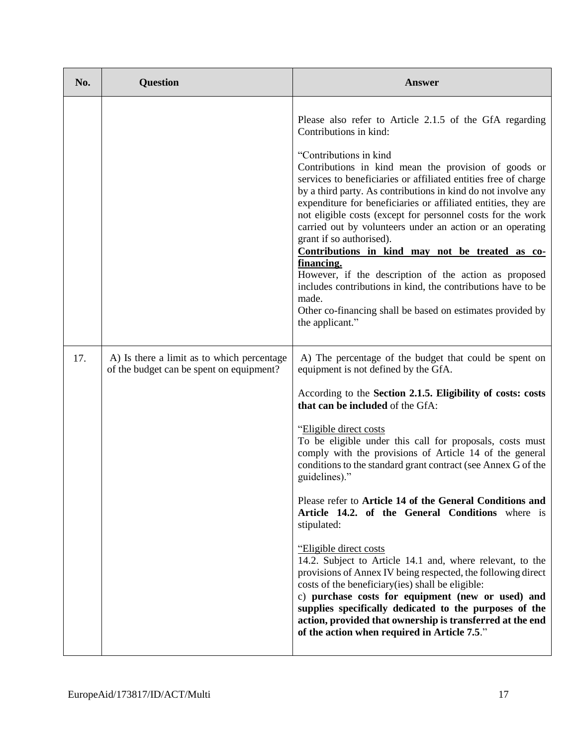| No. | Question | Answer |
|---|---|---|
| | | Please also refer to Article 2.1.5 of the GfA regarding Contributions in kind:<br><br>"Contributions in kind<br>Contributions in kind mean the provision of goods or services to beneficiaries or affiliated entities free of charge by a third party. As contributions in kind do not involve any expenditure for beneficiaries or affiliated entities, they are not eligible costs (except for personnel costs for the work carried out by volunteers under an action or an operating grant if so authorised).<br>**<u>Contributions in kind may not be treated as co-financing.</u>**<br>However, if the description of the action as proposed includes contributions in kind, the contributions have to be made.<br>Other co-financing shall be based on estimates provided by the applicant." |
| 17. | A) Is there a limit as to which percentage of the budget can be spent on equipment? | A) The percentage of the budget that could be spent on equipment is not defined by the GfA.<br><br>According to the **Section 2.1.5. Eligibility of costs: costs that can be included** of the GfA:<br><br>"<u>Eligible direct costs</u><br>To be eligible under this call for proposals, costs must comply with the provisions of Article 14 of the general conditions to the standard grant contract (see Annex G of the guidelines)."<br><br>Please refer to **Article 14 of the General Conditions and Article 14.2. of the General Conditions** where is stipulated:<br><br>"<u>Eligible direct costs</u><br>14.2. Subject to Article 14.1 and, where relevant, to the provisions of Annex IV being respected, the following direct costs of the beneficiary(ies) shall be eligible:<br>c) **purchase costs for equipment (new or used) and supplies specifically dedicated to the purposes of the action, provided that ownership is transferred at the end of the action when required in Article 7.5**." |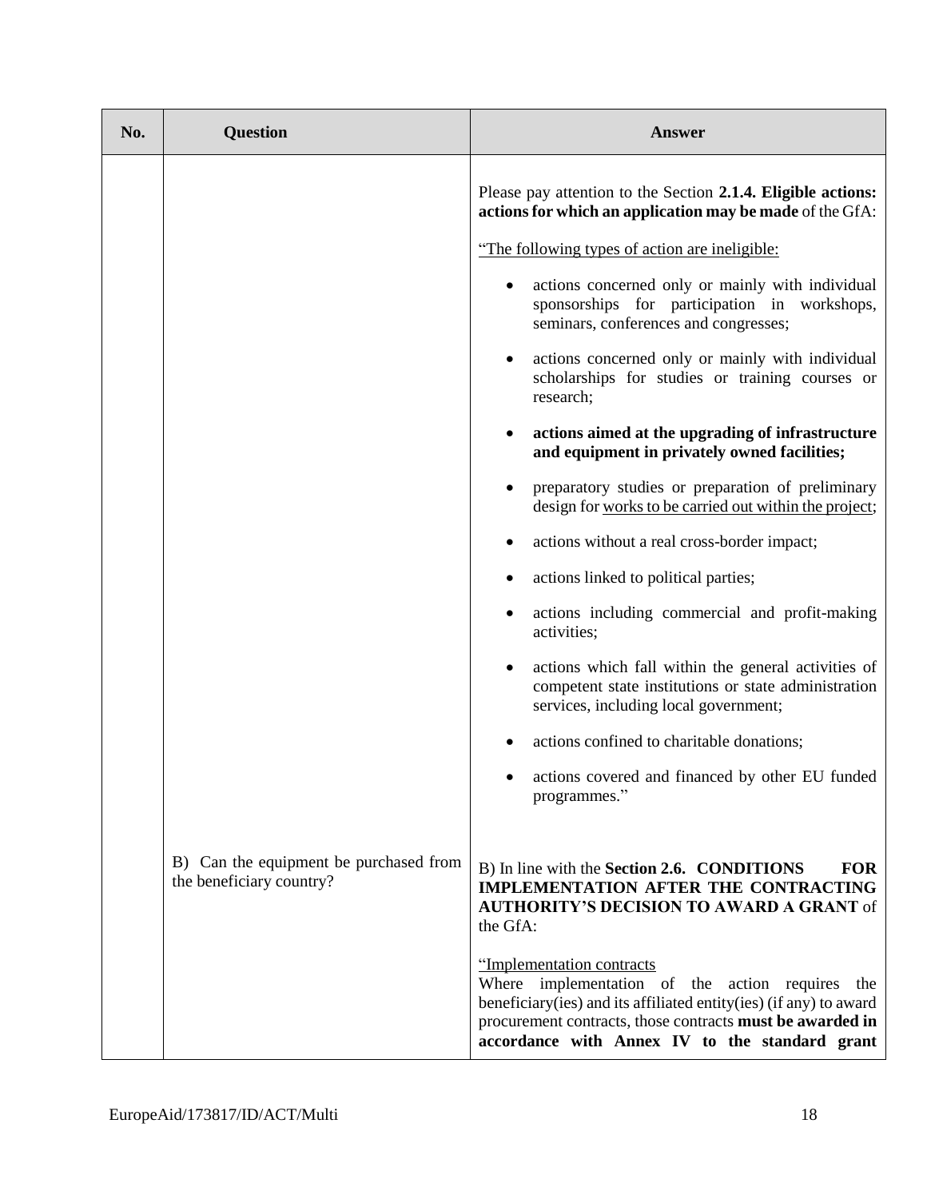| No. | Question | Answer |
|---|---|---|
| | | Please pay attention to the Section **2.1.4. Eligible actions: actions for which an application may be made** of the GfA:<br><br>"The following types of action are ineligible:<br><br>• actions concerned only or mainly with individual sponsorships for participation in workshops, seminars, conferences and congresses;<br>• actions concerned only or mainly with individual scholarships for studies or training courses or research;<br>• **actions aimed at the upgrading of infrastructure and equipment in privately owned facilities;**<br>• preparatory studies or preparation of preliminary design for works to be carried out within the project;<br>• actions without a real cross-border impact;<br>• actions linked to political parties;<br>• actions including commercial and profit-making activities;<br>• actions which fall within the general activities of competent state institutions or state administration services, including local government;<br>• actions confined to charitable donations;<br>• actions covered and financed by other EU funded programmes." |
| | B) Can the equipment be purchased from the beneficiary country? | B) In line with the **Section 2.6. CONDITIONS FOR IMPLEMENTATION AFTER THE CONTRACTING AUTHORITY'S DECISION TO AWARD A GRANT** of the GfA:<br><br>"Implementation contracts<br>Where implementation of the action requires the beneficiary(ies) and its affiliated entity(ies) (if any) to award procurement contracts, those contracts **must be awarded in accordance with Annex IV to the standard grant** |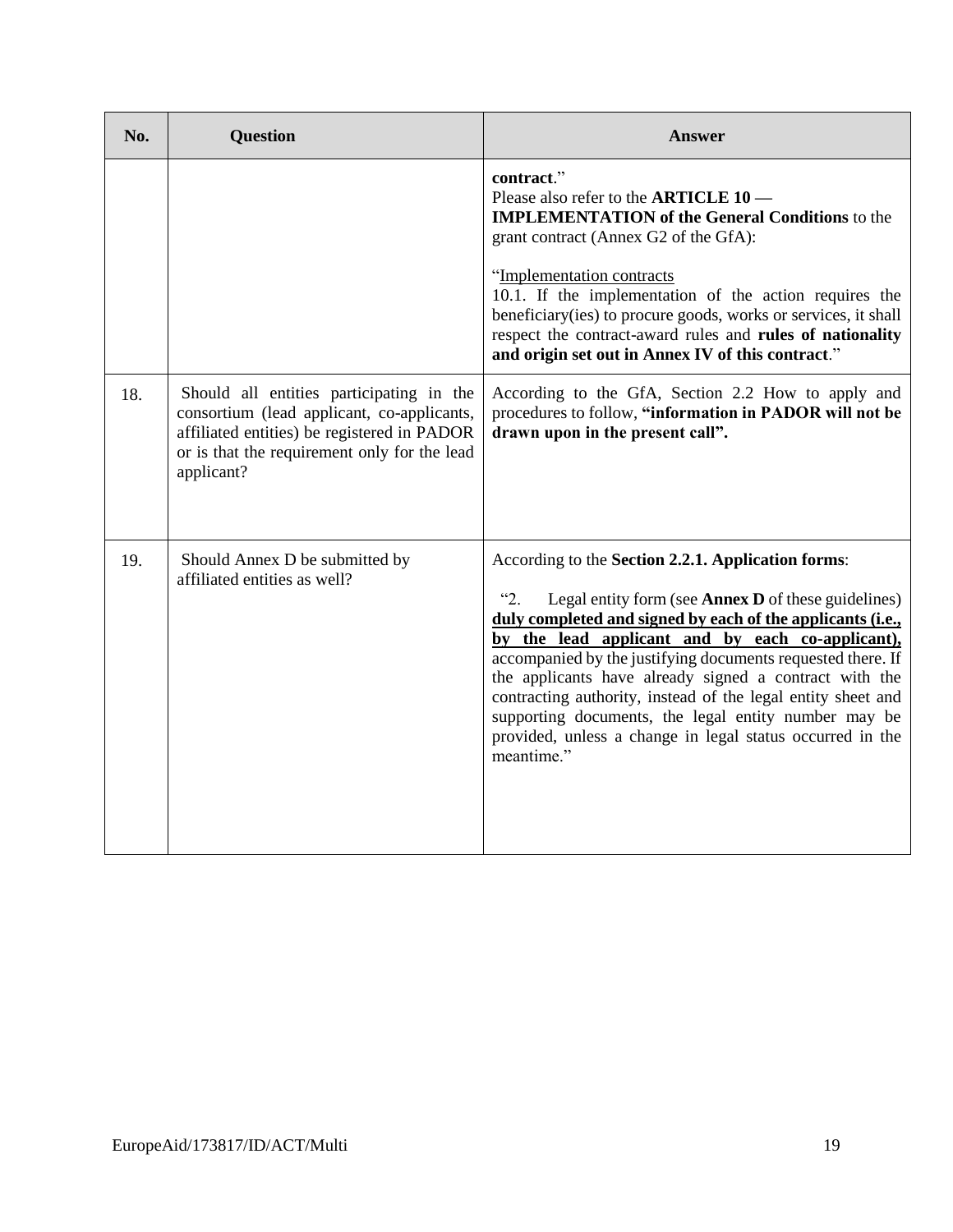| No. | Question | Answer |
|---|---|---|
| | | **contract**."<br>Please also refer to the **ARTICLE 10 — IMPLEMENTATION of the General Conditions** to the grant contract (Annex G2 of the GfA):<br><br>"Implementation contracts<br>10.1. If the implementation of the action requires the beneficiary(ies) to procure goods, works or services, it shall respect the contract-award rules and **rules of nationality and origin set out in Annex IV of this contract**." |
| 18. | Should all entities participating in the consortium (lead applicant, co-applicants, affiliated entities) be registered in PADOR or is that the requirement only for the lead applicant? | According to the GfA, Section 2.2 How to apply and procedures to follow, **"information in PADOR will not be drawn upon in the present call".** |
| 19. | Should Annex D be submitted by affiliated entities as well? | According to the **Section 2.2.1. Application forms**:<br><br>"2. Legal entity form (see **Annex D** of these guidelines) **duly completed and signed by each of the applicants (i.e., by the lead applicant and by each co-applicant),** accompanied by the justifying documents requested there. If the applicants have already signed a contract with the contracting authority, instead of the legal entity sheet and supporting documents, the legal entity number may be provided, unless a change in legal status occurred in the meantime." |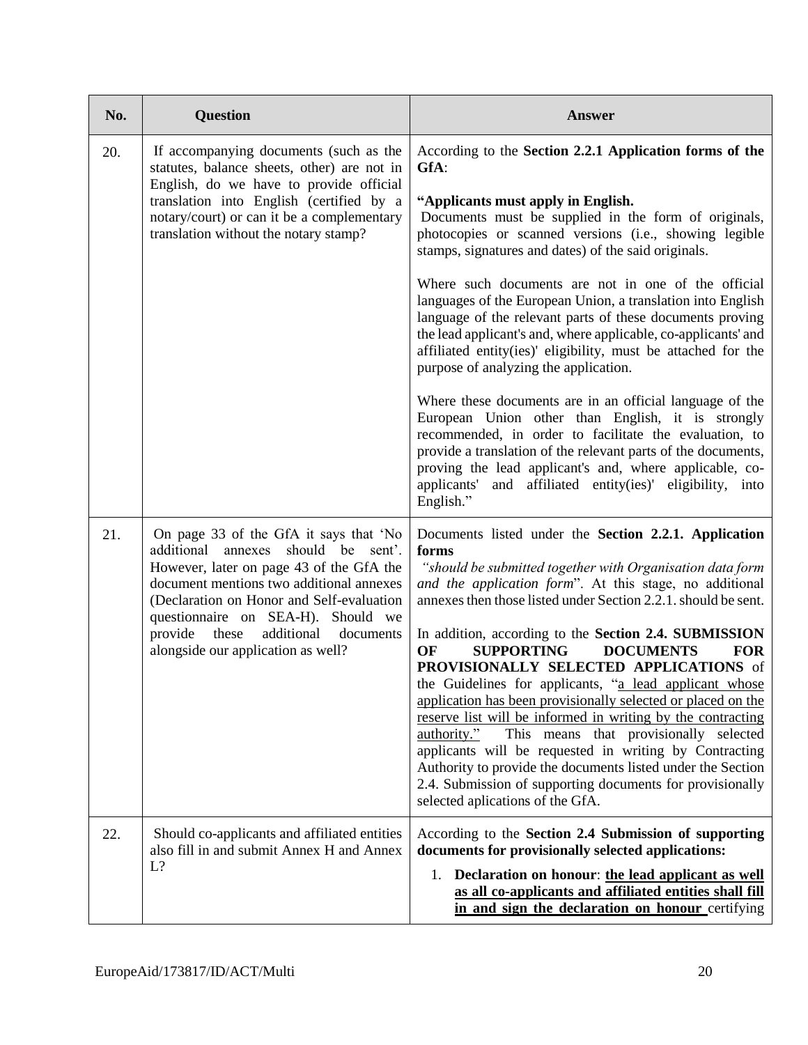| No. | Question | Answer |
|---|---|---|
| 20. | If accompanying documents (such as the statutes, balance sheets, other) are not in English, do we have to provide official translation into English (certified by a notary/court) or can it be a complementary translation without the notary stamp? | According to the **Section 2.2.1 Application forms of the GfA**:<br><br>**"Applicants must apply in English.**<br>Documents must be supplied in the form of originals, photocopies or scanned versions (i.e., showing legible stamps, signatures and dates) of the said originals.<br><br>Where such documents are not in one of the official languages of the European Union, a translation into English language of the relevant parts of these documents proving the lead applicant's and, where applicable, co-applicants' and affiliated entity(ies)' eligibility, must be attached for the purpose of analyzing the application.<br><br>Where these documents are in an official language of the European Union other than English, it is strongly recommended, in order to facilitate the evaluation, to provide a translation of the relevant parts of the documents, proving the lead applicant's and, where applicable, co-applicants' and affiliated entity(ies)' eligibility, into English." |
| 21. | On page 33 of the GfA it says that 'No additional annexes should be sent'. However, later on page 43 of the GfA the document mentions two additional annexes (Declaration on Honor and Self-evaluation questionnaire on SEA-H). Should we provide these additional documents alongside our application as well? | Documents listed under the **Section 2.2.1. Application forms** *"should be submitted together with Organisation data form and the application form*". At this stage, no additional annexes then those listed under Section 2.2.1. should be sent.<br><br>In addition, according to the **Section 2.4. SUBMISSION OF SUPPORTING DOCUMENTS FOR PROVISIONALLY SELECTED APPLICATIONS** of the Guidelines for applicants, "a lead applicant whose application has been provisionally selected or placed on the reserve list will be informed in writing by the contracting authority." This means that provisionally selected applicants will be requested in writing by Contracting Authority to provide the documents listed under the Section 2.4. Submission of supporting documents for provisionally selected aplications of the GfA. |
| 22. | Should co-applicants and affiliated entities also fill in and submit Annex H and Annex L? | According to the **Section 2.4 Submission of supporting documents for provisionally selected applications:**<br><br>1. **Declaration on honour**: **the lead applicant as well as all co-applicants and affiliated entities shall fill in and sign the declaration on honour** certifying |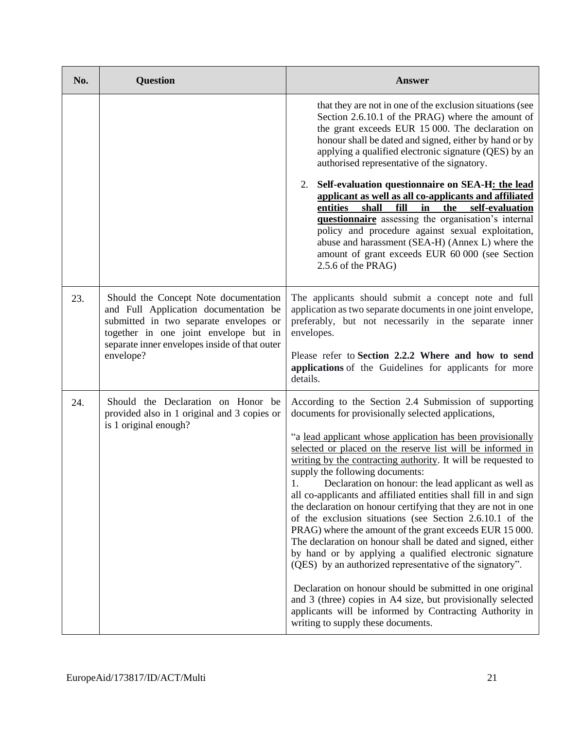| No. | Question | Answer |
|---|---|---|
| | | that they are not in one of the exclusion situations (see Section 2.6.10.1 of the PRAG) where the amount of the grant exceeds EUR 15 000. The declaration on honour shall be dated and signed, either by hand or by applying a qualified electronic signature (QES) by an authorised representative of the signatory.<br><br>2. **Self-evaluation questionnaire on SEA-H: the lead applicant as well as all co-applicants and affiliated entities shall fill in the self-evaluation questionnaire** assessing the organisation's internal policy and procedure against sexual exploitation, abuse and harassment (SEA-H) (Annex L) where the amount of grant exceeds EUR 60 000 (see Section 2.5.6 of the PRAG) |
| 23. | Should the Concept Note documentation and Full Application documentation be submitted in two separate envelopes or together in one joint envelope but in separate inner envelopes inside of that outer envelope? | The applicants should submit a concept note and full application as two separate documents in one joint envelope, preferably, but not necessarily in the separate inner envelopes.<br><br>Please refer to **Section 2.2.2 Where and how to send applications** of the Guidelines for applicants for more details. |
| 24. | Should the Declaration on Honor be provided also in 1 original and 3 copies or is 1 original enough? | According to the Section 2.4 Submission of supporting documents for provisionally selected applications,<br><br>"a lead applicant whose application has been provisionally selected or placed on the reserve list will be informed in writing by the contracting authority. It will be requested to supply the following documents:<br>1. Declaration on honour: the lead applicant as well as all co-applicants and affiliated entities shall fill in and sign the declaration on honour certifying that they are not in one of the exclusion situations (see Section 2.6.10.1 of the PRAG) where the amount of the grant exceeds EUR 15 000. The declaration on honour shall be dated and signed, either by hand or by applying a qualified electronic signature (QES) by an authorized representative of the signatory".<br><br>Declaration on honour should be submitted in one original and 3 (three) copies in A4 size, but provisionally selected applicants will be informed by Contracting Authority in writing to supply these documents. |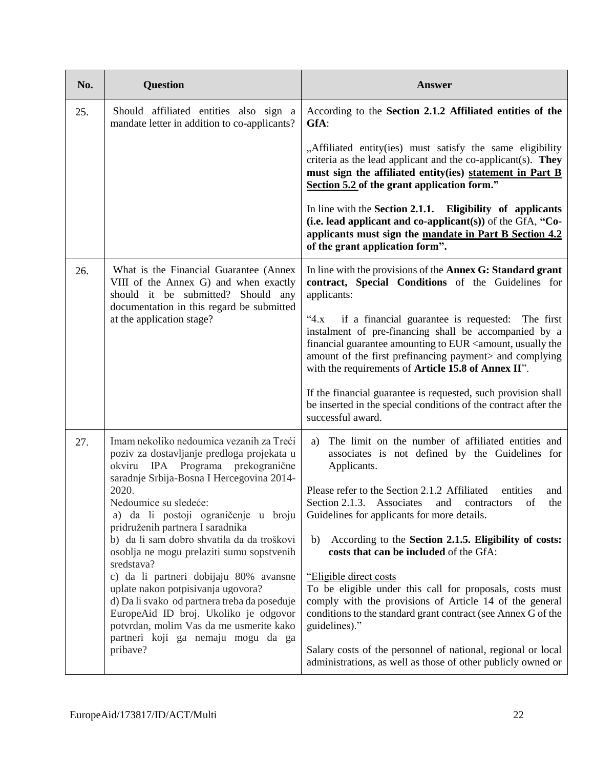| No. | Question | Answer |
|---|---|---|
| 25. | Should affiliated entities also sign a mandate letter in addition to co-applicants? | According to the **Section 2.1.2 Affiliated entities of the GfA**:<br><br>„Affiliated entity(ies) must satisfy the same eligibility criteria as the lead applicant and the co-applicant(s). **They must sign the affiliated entity(ies) statement in Part B Section 5.2 of the grant application form."**<br><br>In line with the **Section 2.1.1. Eligibility of applicants (i.e. lead applicant and co-applicant(s))** of the GfA, **"Co-applicants must sign the mandate in Part B Section 4.2 of the grant application form".** |
| 26. | What is the Financial Guarantee (Annex VIII of the Annex G) and when exactly should it be submitted? Should any documentation in this regard be submitted at the application stage? | In line with the provisions of the **Annex G: Standard grant contract, Special Conditions** of the Guidelines for applicants:<br><br>"4.x if a financial guarantee is requested: The first instalment of pre-financing shall be accompanied by a financial guarantee amounting to EUR <amount, usually the amount of the first prefinancing payment> and complying with the requirements of **Article 15.8 of Annex II**".<br><br>If the financial guarantee is requested, such provision shall be inserted in the special conditions of the contract after the successful award. |
| 27. | Imam nekoliko nedoumica vezanih za Treći poziv za dostavljanje predloga projekata u okviru IPA Programa prekogranične saradnje Srbija-Bosna I Hercegovina 2014-2020.<br>Nedoumice su sledeće:<br>a) da li postoji ograničenje u broju pridruženih partnera I saradnika<br>b) da li sam dobro shvatila da da troškovi osoblja ne mogu prelaziti sumu sopstvenih sredstava?<br>c) da li partneri dobijaju 80% avansne uplate nakon potpisivanja ugovora?<br>d) Da li svako od partnera treba da poseduje EuropeAid ID broj. Ukoliko je odgovor potvrdan, molim Vas da me usmerite kako partneri koji ga nemaju mogu da ga pribave? | a) The limit on the number of affiliated entities and associates is not defined by the Guidelines for Applicants.<br><br>Please refer to the Section 2.1.2 Affiliated entities and Section 2.1.3. Associates and contractors of the Guidelines for applicants for more details.<br><br>b) According to the **Section 2.1.5. Eligibility of costs: costs that can be included** of the GfA:<br><br>"Eligible direct costs<br>To be eligible under this call for proposals, costs must comply with the provisions of Article 14 of the general conditions to the standard grant contract (see Annex G of the guidelines)."<br><br>Salary costs of the personnel of national, regional or local administrations, as well as those of other publicly owned or |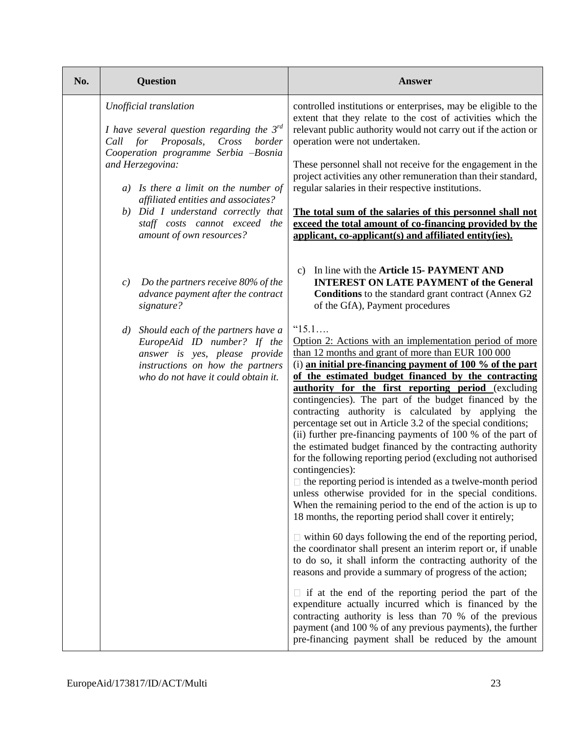| No. | Question | Answer |
|---|---|---|
| | *Unofficial translation*<br><br>*I have several question regarding the 3rd Call for Proposals, Cross border Cooperation programme Serbia –Bosnia and Herzegovina:*<br><br>*a) Is there a limit on the number of affiliated entities and associates?*<br>*b) Did I understand correctly that staff costs cannot exceed the amount of own resources?*<br><br>*c) Do the partners receive 80% of the advance payment after the contract signature?*<br><br>*d) Should each of the partners have a EuropeAid ID number? If the answer is yes, please provide instructions on how the partners who do not have it could obtain it.* | controlled institutions or enterprises, may be eligible to the extent that they relate to the cost of activities which the relevant public authority would not carry out if the action or operation were not undertaken.<br><br>These personnel shall not receive for the engagement in the project activities any other remuneration than their standard, regular salaries in their respective institutions.<br><br>**The total sum of the salaries of this personnel shall not exceed the total amount of co-financing provided by the applicant, co-applicant(s) and affiliated entity(ies).**<br><br>c) In line with the **Article 15- PAYMENT AND INTEREST ON LATE PAYMENT of the General Conditions** to the standard grant contract (Annex G2 of the GfA), Payment procedures<br><br>"15.1….<br>Option 2: Actions with an implementation period of more than 12 months and grant of more than EUR 100 000<br>(i) **an initial pre-financing payment of 100 % of the part of the estimated budget financed by the contracting authority for the first reporting period** (excluding contingencies). The part of the budget financed by the contracting authority is calculated by applying the percentage set out in Article 3.2 of the special conditions;<br>(ii) further pre-financing payments of 100 % of the part of the estimated budget financed by the contracting authority for the following reporting period (excluding not authorised contingencies):<br>□ the reporting period is intended as a twelve-month period unless otherwise provided for in the special conditions. When the remaining period to the end of the action is up to 18 months, the reporting period shall cover it entirely;<br><br>□ within 60 days following the end of the reporting period, the coordinator shall present an interim report or, if unable to do so, it shall inform the contracting authority of the reasons and provide a summary of progress of the action;<br><br>□ if at the end of the reporting period the part of the expenditure actually incurred which is financed by the contracting authority is less than 70 % of the previous payment (and 100 % of any previous payments), the further pre-financing payment shall be reduced by the amount |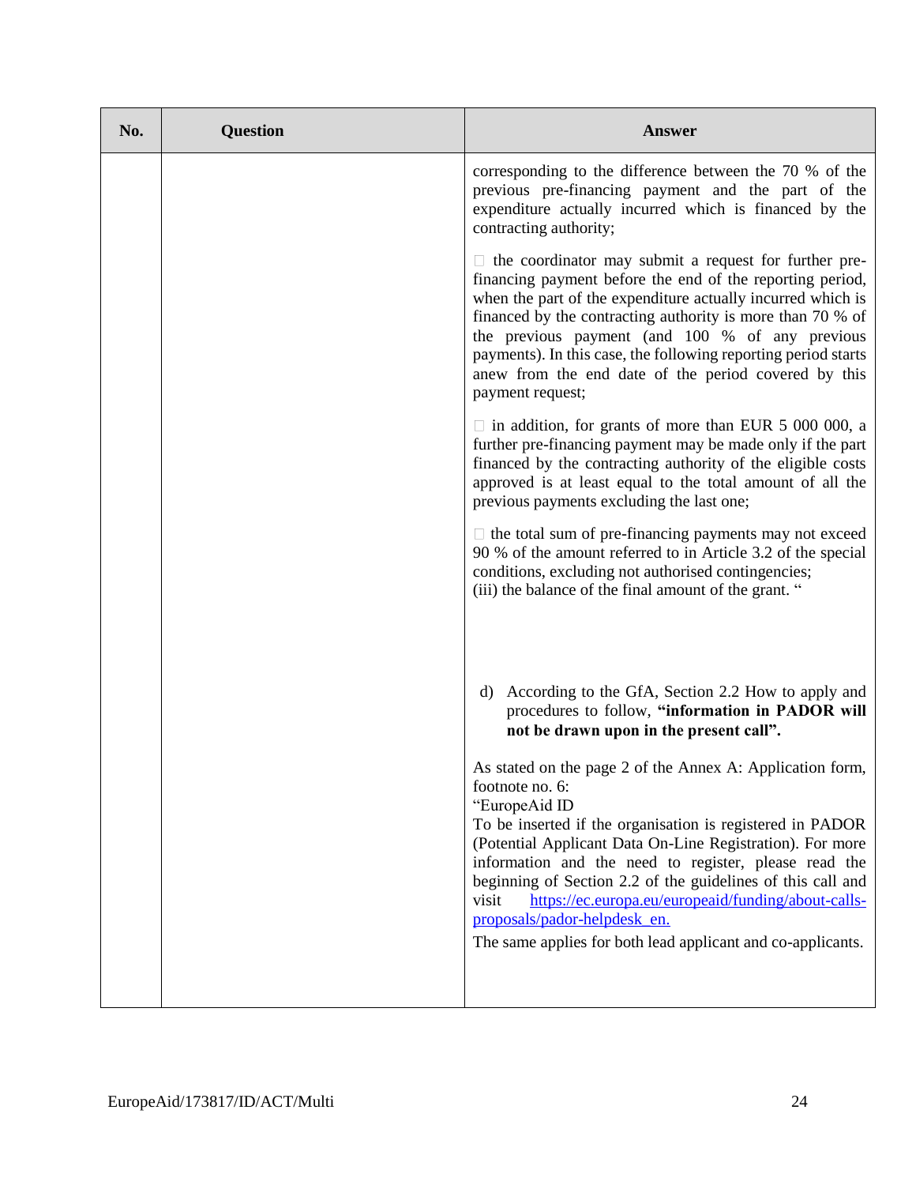| No. | Question | Answer |
| --- | --- | --- |
| | | corresponding to the difference between the 70 % of the previous pre-financing payment and the part of the expenditure actually incurred which is financed by the contracting authority;<br><br>□ the coordinator may submit a request for further pre-financing payment before the end of the reporting period, when the part of the expenditure actually incurred which is financed by the contracting authority is more than 70 % of the previous payment (and 100 % of any previous payments). In this case, the following reporting period starts anew from the end date of the period covered by this payment request;<br><br>□ in addition, for grants of more than EUR 5 000 000, a further pre-financing payment may be made only if the part financed by the contracting authority of the eligible costs approved is at least equal to the total amount of all the previous payments excluding the last one;<br><br>□ the total sum of pre-financing payments may not exceed 90 % of the amount referred to in Article 3.2 of the special conditions, excluding not authorised contingencies;<br>(iii) the balance of the final amount of the grant. "<br><br>d) According to the GfA, Section 2.2 How to apply and procedures to follow, **"information in PADOR will not be drawn upon in the present call".**<br><br>As stated on the page 2 of the Annex A: Application form, footnote no. 6:<br>"EuropeAid ID<br>To be inserted if the organisation is registered in PADOR (Potential Applicant Data On-Line Registration). For more information and the need to register, please read the beginning of Section 2.2 of the guidelines of this call and visit https://ec.europa.eu/europeaid/funding/about-calls-proposals/pador-helpdesk_en.<br>The same applies for both lead applicant and co-applicants. |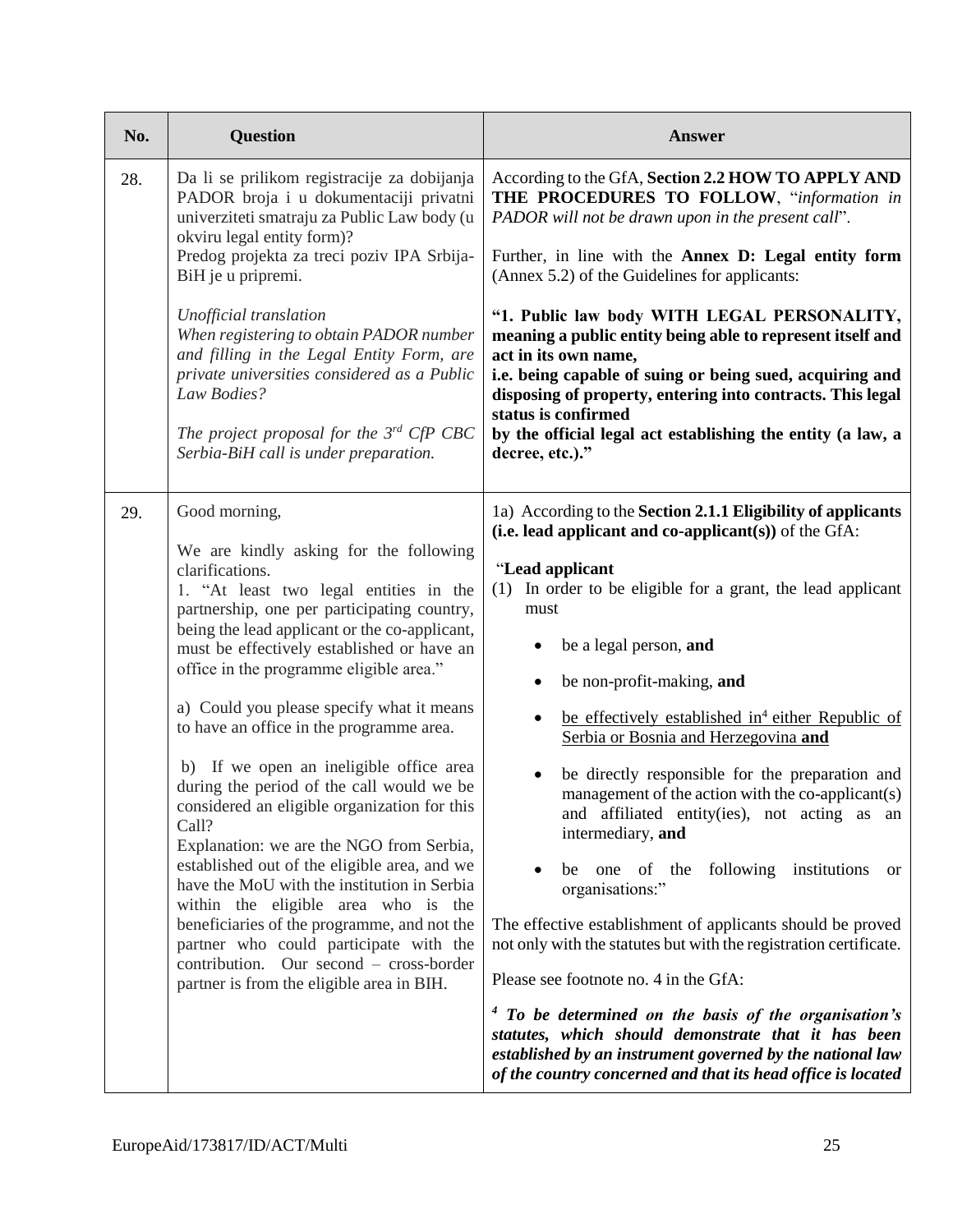| No. | Question | Answer |
|---|---|---|
| 28. | Da li se prilikom registracije za dobijanja PADOR broja i u dokumentaciji privatni univerziteti smatraju za Public Law body (u okviru legal entity form)?<br>Predog projekta za treci poziv IPA Srbija-BiH je u pripremi.<br><br>*Unofficial translation*<br>*When registering to obtain PADOR number and filling in the Legal Entity Form, are private universities considered as a Public Law Bodies?*<br><br>*The project proposal for the 3rd CfP CBC Serbia-BiH call is under preparation.* | According to the GfA, **Section 2.2 HOW TO APPLY AND THE PROCEDURES TO FOLLOW**, "*information in PADOR will not be drawn upon in the present call*".<br><br>Further, in line with the **Annex D: Legal entity form** (Annex 5.2) of the Guidelines for applicants:<br><br>**"1. Public law body WITH LEGAL PERSONALITY, meaning a public entity being able to represent itself and act in its own name, i.e. being capable of suing or being sued, acquiring and disposing of property, entering into contracts. This legal status is confirmed by the official legal act establishing the entity (a law, a decree, etc.)."** |
| 29. | Good morning,<br><br>We are kindly asking for the following clarifications.<br>1. "At least two legal entities in the partnership, one per participating country, being the lead applicant or the co-applicant, must be effectively established or have an office in the programme eligible area."<br><br>a) Could you please specify what it means to have an office in the programme area.<br><br>b) If we open an ineligible office area during the period of the call would we be considered an eligible organization for this Call?<br>Explanation: we are the NGO from Serbia, established out of the eligible area, and we have the MoU with the institution in Serbia within the eligible area who is the beneficiaries of the programme, and not the partner who could participate with the contribution. Our second – cross-border partner is from the eligible area in BIH. | 1a) According to the **Section 2.1.1 Eligibility of applicants (i.e. lead applicant and co-applicant(s))** of the GfA:<br><br>"**Lead applicant**<br>(1) In order to be eligible for a grant, the lead applicant must<br><br>• be a legal person, **and**<br>• be non-profit-making, **and**<br>• be effectively established in[4] either Republic of Serbia or Bosnia and Herzegovina **and**<br>• be directly responsible for the preparation and management of the action with the co-applicant(s) and affiliated entity(ies), not acting as an intermediary, **and**<br>• be one of the following institutions or organisations:"<br><br>The effective establishment of applicants should be proved not only with the statutes but with the registration certificate.<br><br>Please see footnote no. 4 in the GfA:<br><br>***[4] To be determined on the basis of the organisation's statutes, which should demonstrate that it has been established by an instrument governed by the national law of the country concerned and that its head office is located*** |

EuropeAid/173817/ID/ACT/Multi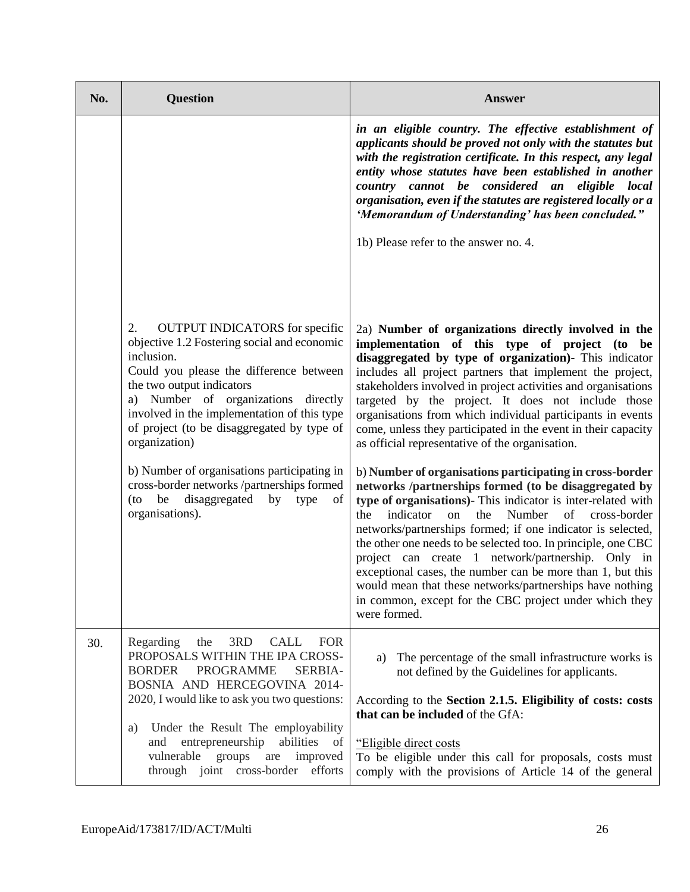| No. | Question | Answer |
|---|---|---|
| | | ***in an eligible country. The effective establishment of applicants should be proved not only with the statutes but with the registration certificate. In this respect, any legal entity whose statutes have been established in another country cannot be considered an eligible local organisation, even if the statutes are registered locally or a 'Memorandum of Understanding' has been concluded."***<br><br>1b) Please refer to the answer no. 4. |
| | 2. OUTPUT INDICATORS for specific objective 1.2 Fostering social and economic inclusion.<br>Could you please the difference between the two output indicators<br>a) Number of organizations directly involved in the implementation of this type of project (to be disaggregated by type of organization)<br><br>b) Number of organisations participating in cross-border networks /partnerships formed (to be disaggregated by type of organisations). | 2a) **Number of organizations directly involved in the implementation of this type of project (to be disaggregated by type of organization)-** This indicator includes all project partners that implement the project, stakeholders involved in project activities and organisations targeted by the project. It does not include those organisations from which individual participants in events come, unless they participated in the event in their capacity as official representative of the organisation.<br><br>b) **Number of organisations participating in cross-border networks /partnerships formed (to be disaggregated by type of organisations)**- This indicator is inter-related with the indicator on the Number of cross-border networks/partnerships formed; if one indicator is selected, the other one needs to be selected too. In principle, one CBC project can create 1 network/partnership. Only in exceptional cases, the number can be more than 1, but this would mean that these networks/partnerships have nothing in common, except for the CBC project under which they were formed. |
| 30. | Regarding the 3RD CALL FOR PROPOSALS WITHIN THE IPA CROSS-BORDER PROGRAMME SERBIA-BOSNIA AND HERCEGOVINA 2014-2020, I would like to ask you two questions:<br><br>a) Under the Result The employability and entrepreneurship abilities of vulnerable groups are improved through joint cross-border efforts | a) The percentage of the small infrastructure works is not defined by the Guidelines for applicants.<br><br>According to the **Section 2.1.5. Eligibility of costs: costs that can be included** of the GfA:<br><br>"Eligible direct costs<br>To be eligible under this call for proposals, costs must comply with the provisions of Article 14 of the general |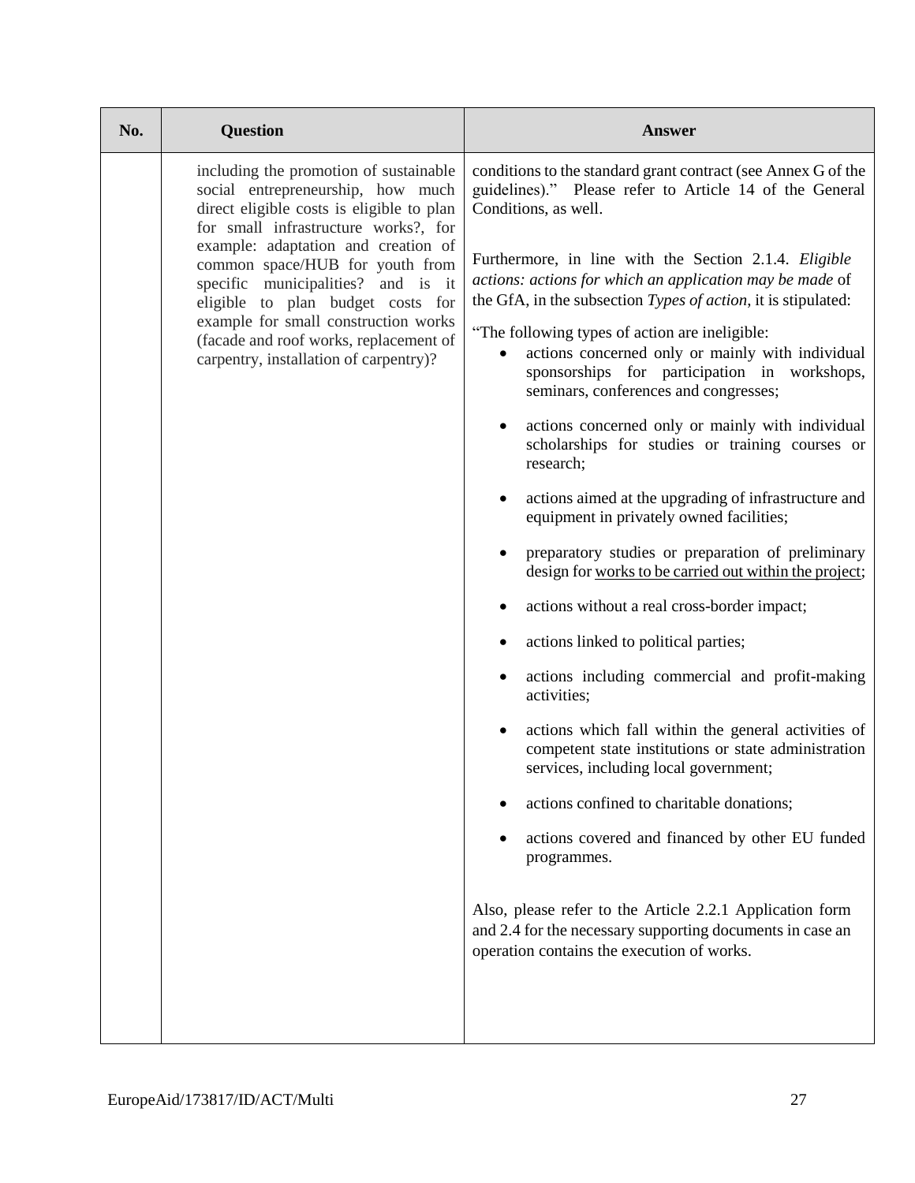| No. | Question | Answer |
|---|---|---|
| | including the promotion of sustainable social entrepreneurship, how much direct eligible costs is eligible to plan for small infrastructure works?, for example: adaptation and creation of common space/HUB for youth from specific municipalities? and is it eligible to plan budget costs for example for small construction works (facade and roof works, replacement of carpentry, installation of carpentry)? | conditions to the standard grant contract (see Annex G of the guidelines)." Please refer to Article 14 of the General Conditions, as well.<br><br>Furthermore, in line with the Section 2.1.4. *Eligible actions: actions for which an application may be made* of the GfA, in the subsection *Types of action*, it is stipulated:<br><br>"The following types of action are ineligible:<br>• actions concerned only or mainly with individual sponsorships for participation in workshops, seminars, conferences and congresses;<br>• actions concerned only or mainly with individual scholarships for studies or training courses or research;<br>• actions aimed at the upgrading of infrastructure and equipment in privately owned facilities;<br>• preparatory studies or preparation of preliminary design for <u>works to be carried out within the project</u>;<br>• actions without a real cross-border impact;<br>• actions linked to political parties;<br>• actions including commercial and profit-making activities;<br>• actions which fall within the general activities of competent state institutions or state administration services, including local government;<br>• actions confined to charitable donations;<br>• actions covered and financed by other EU funded programmes.<br><br>Also, please refer to the Article 2.2.1 Application form and 2.4 for the necessary supporting documents in case an operation contains the execution of works. |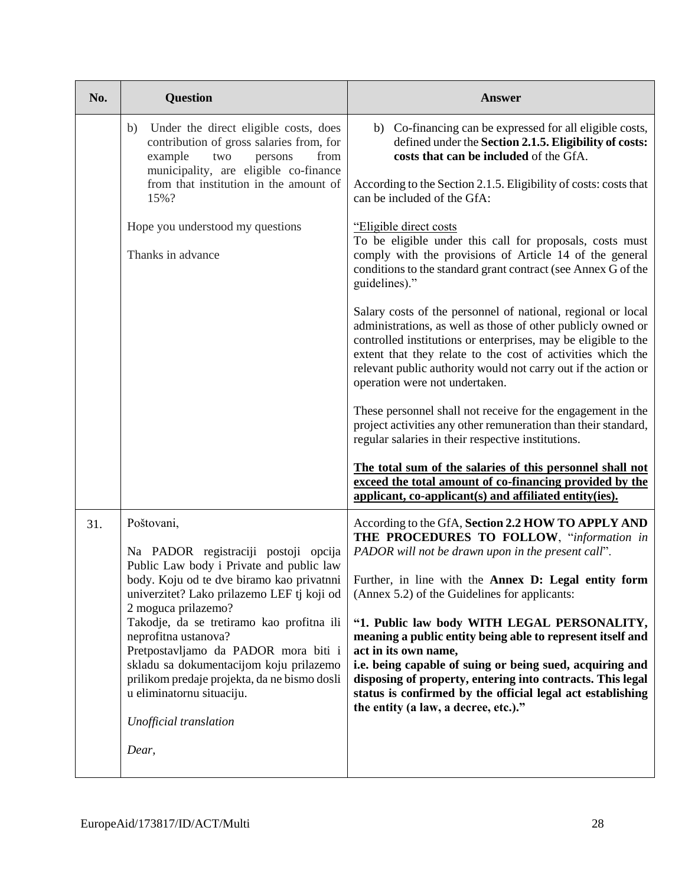| No. | Question | Answer |
|---|---|---|
| | b) Under the direct eligible costs, does contribution of gross salaries from, for example two persons from municipality, are eligible co-finance from that institution in the amount of 15%?<br><br>Hope you understood my questions<br><br>Thanks in advance | b) Co-financing can be expressed for all eligible costs, defined under the **Section 2.1.5. Eligibility of costs: costs that can be included** of the GfA.<br><br>According to the Section 2.1.5. Eligibility of costs: costs that can be included of the GfA:<br><br>"Eligible direct costs<br>To be eligible under this call for proposals, costs must comply with the provisions of Article 14 of the general conditions to the standard grant contract (see Annex G of the guidelines)."<br><br>Salary costs of the personnel of national, regional or local administrations, as well as those of other publicly owned or controlled institutions or enterprises, may be eligible to the extent that they relate to the cost of activities which the relevant public authority would not carry out if the action or operation were not undertaken.<br><br>These personnel shall not receive for the engagement in the project activities any other remuneration than their standard, regular salaries in their respective institutions.<br><br>**The total sum of the salaries of this personnel shall not exceed the total amount of co-financing provided by the applicant, co-applicant(s) and affiliated entity(ies).** |
| 31. | Poštovani,<br><br>Na PADOR registraciji postoji opcija Public Law body i Private and public law body. Koju od te dve biramo kao privatnni univerzitet? Lako prilazemo LEF tj koji od 2 moguca prilazemo?<br>Takodje, da se tretiramo kao profitna ili neprofitna ustanova?<br>Pretpostavljamo da PADOR mora biti i skladu sa dokumentacijom koju prilazemo prilikom predaje projekta, da ne bismo dosli u eliminatornu situaciju.<br><br>*Unofficial translation*<br><br>*Dear,* | According to the GfA, **Section 2.2 HOW TO APPLY AND THE PROCEDURES TO FOLLOW**, "*information in PADOR will not be drawn upon in the present call*".<br><br>Further, in line with the **Annex D: Legal entity form** (Annex 5.2) of the Guidelines for applicants:<br><br>**"1. Public law body WITH LEGAL PERSONALITY, meaning a public entity being able to represent itself and act in its own name,<br>i.e. being capable of suing or being sued, acquiring and disposing of property, entering into contracts. This legal status is confirmed by the official legal act establishing the entity (a law, a decree, etc.)."** |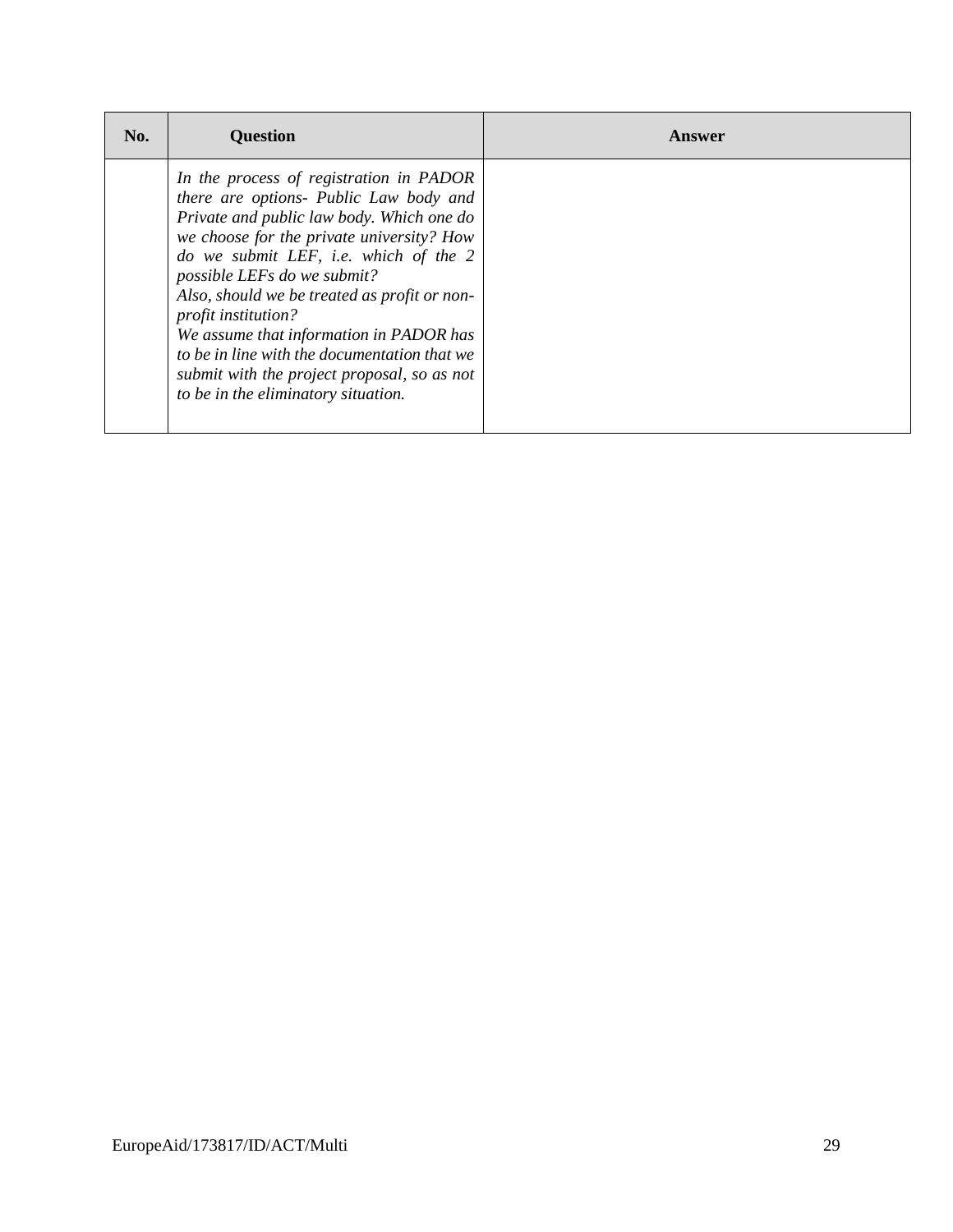| No. | Question | Answer |
|---|---|---|
| | *In the process of registration in PADOR there are options- Public Law body and Private and public law body. Which one do we choose for the private university? How do we submit LEF, i.e. which of the 2 possible LEFs do we submit?*<br>*Also, should we be treated as profit or non-profit institution?*<br>*We assume that information in PADOR has to be in line with the documentation that we submit with the project proposal, so as not to be in the eliminatory situation.* | |